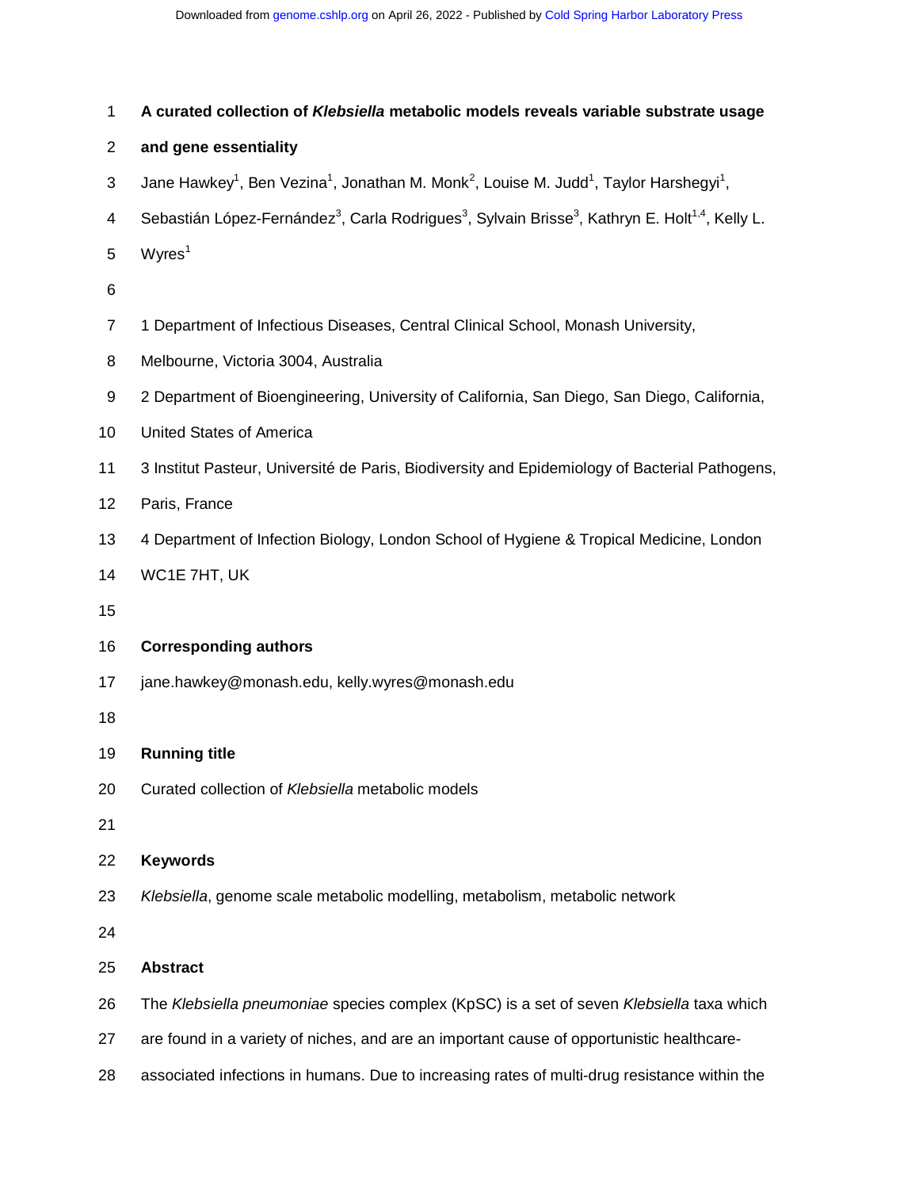# A curated collection of *Klebsiella* metabolic models reveals variable substrate usage and gene essentiality

Jane Hawkey[1], Ben Vezina[1], Jonathan M. Monk[2], Louise M. Judd[1], Taylor Harshegyi[1], Sebastián López-Fernández[3], Carla Rodrigues[3], Sylvain Brisse[3], Kathryn E. Holt[1,4], Kelly L. Wyres[1]

1 Department of Infectious Diseases, Central Clinical School, Monash University, Melbourne, Victoria 3004, Australia

2 Department of Bioengineering, University of California, San Diego, San Diego, California, United States of America

3 Institut Pasteur, Université de Paris, Biodiversity and Epidemiology of Bacterial Pathogens, Paris, France

4 Department of Infection Biology, London School of Hygiene & Tropical Medicine, London WC1E 7HT, UK

**Corresponding authors**

jane.hawkey@monash.edu, kelly.wyres@monash.edu

**Running title**

Curated collection of *Klebsiella* metabolic models

**Keywords**

*Klebsiella*, genome scale metabolic modelling, metabolism, metabolic network

## Abstract

The *Klebsiella pneumoniae* species complex (KpSC) is a set of seven *Klebsiella* taxa which are found in a variety of niches, and are an important cause of opportunistic healthcare-associated infections in humans. Due to increasing rates of multi-drug resistance within the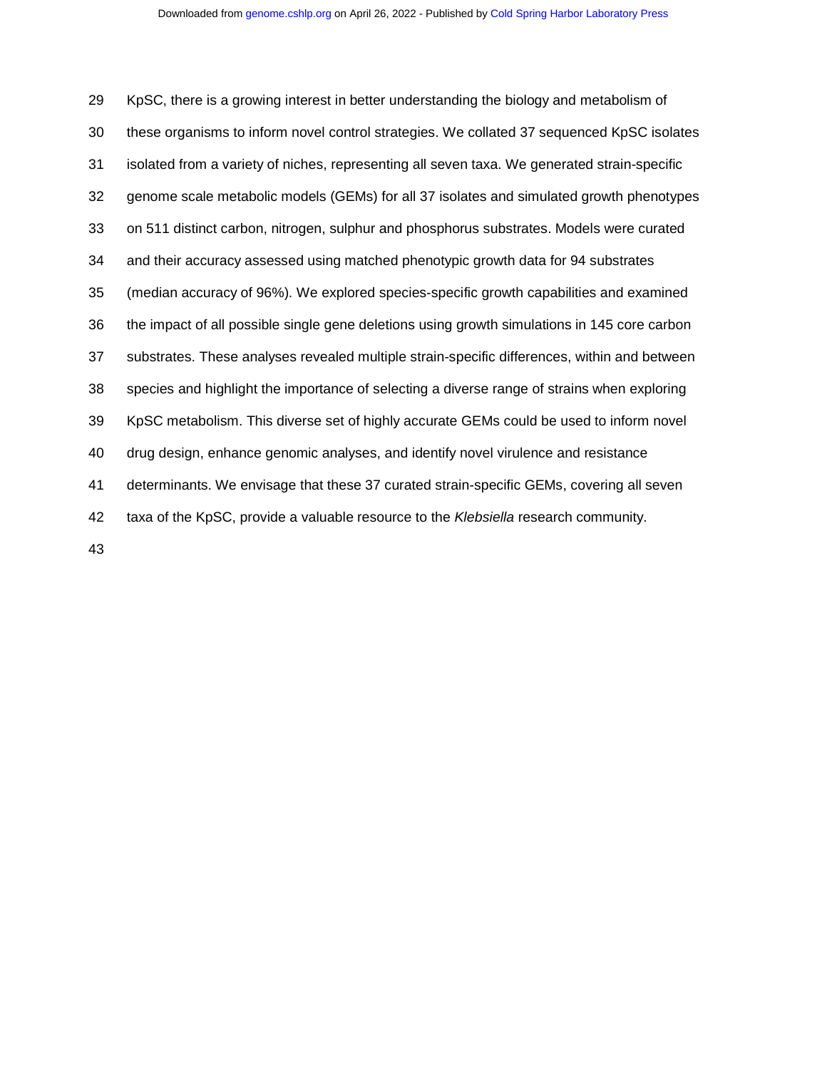KpSC, there is a growing interest in better understanding the biology and metabolism of these organisms to inform novel control strategies. We collated 37 sequenced KpSC isolates isolated from a variety of niches, representing all seven taxa. We generated strain-specific genome scale metabolic models (GEMs) for all 37 isolates and simulated growth phenotypes on 511 distinct carbon, nitrogen, sulphur and phosphorus substrates. Models were curated and their accuracy assessed using matched phenotypic growth data for 94 substrates (median accuracy of 96%). We explored species-specific growth capabilities and examined the impact of all possible single gene deletions using growth simulations in 145 core carbon substrates. These analyses revealed multiple strain-specific differences, within and between species and highlight the importance of selecting a diverse range of strains when exploring KpSC metabolism. This diverse set of highly accurate GEMs could be used to inform novel drug design, enhance genomic analyses, and identify novel virulence and resistance determinants. We envisage that these 37 curated strain-specific GEMs, covering all seven taxa of the KpSC, provide a valuable resource to the *Klebsiella* research community.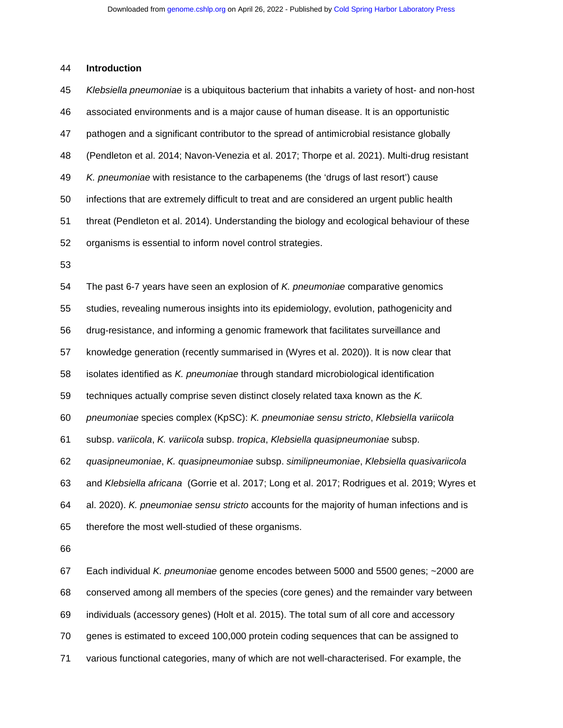## Introduction

*Klebsiella pneumoniae* is a ubiquitous bacterium that inhabits a variety of host- and non-host associated environments and is a major cause of human disease. It is an opportunistic pathogen and a significant contributor to the spread of antimicrobial resistance globally (Pendleton et al. 2014; Navon-Venezia et al. 2017; Thorpe et al. 2021). Multi-drug resistant *K. pneumoniae* with resistance to the carbapenems (the 'drugs of last resort') cause infections that are extremely difficult to treat and are considered an urgent public health threat (Pendleton et al. 2014). Understanding the biology and ecological behaviour of these organisms is essential to inform novel control strategies.

The past 6-7 years have seen an explosion of *K. pneumoniae* comparative genomics studies, revealing numerous insights into its epidemiology, evolution, pathogenicity and drug-resistance, and informing a genomic framework that facilitates surveillance and knowledge generation (recently summarised in (Wyres et al. 2020)). It is now clear that isolates identified as *K. pneumoniae* through standard microbiological identification techniques actually comprise seven distinct closely related taxa known as the *K. pneumoniae* species complex (KpSC): *K. pneumoniae sensu stricto*, *Klebsiella variicola* subsp. *variicola*, *K. variicola* subsp. *tropica*, *Klebsiella quasipneumoniae* subsp. *quasipneumoniae*, *K. quasipneumoniae* subsp. *similipneumoniae*, *Klebsiella quasivariicola* and *Klebsiella africana* (Gorrie et al. 2017; Long et al. 2017; Rodrigues et al. 2019; Wyres et al. 2020). *K. pneumoniae sensu stricto* accounts for the majority of human infections and is therefore the most well-studied of these organisms.

Each individual *K. pneumoniae* genome encodes between 5000 and 5500 genes; ~2000 are conserved among all members of the species (core genes) and the remainder vary between individuals (accessory genes) (Holt et al. 2015). The total sum of all core and accessory genes is estimated to exceed 100,000 protein coding sequences that can be assigned to various functional categories, many of which are not well-characterised. For example, the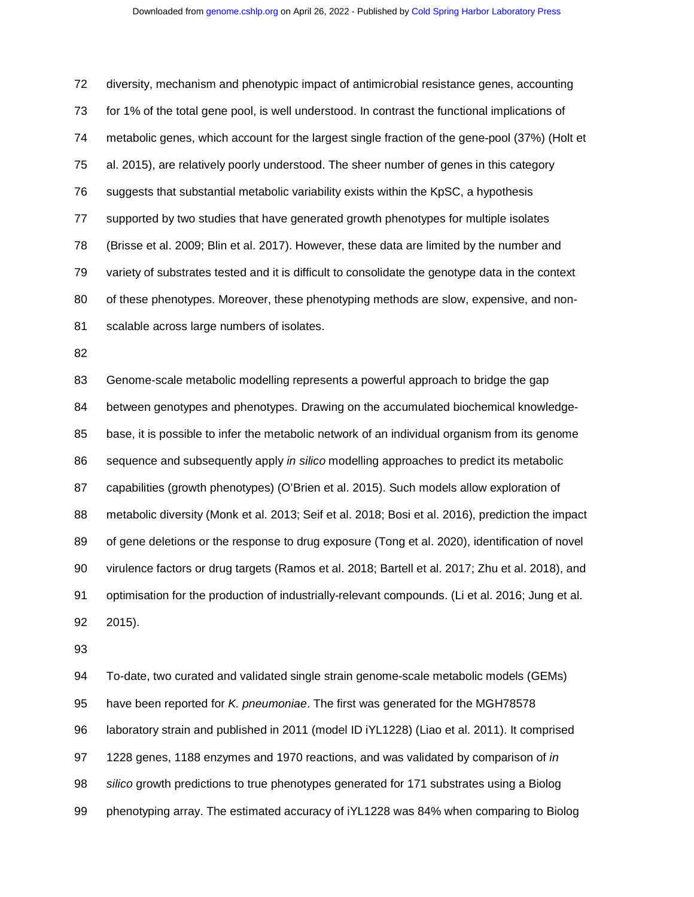diversity, mechanism and phenotypic impact of antimicrobial resistance genes, accounting for 1% of the total gene pool, is well understood. In contrast the functional implications of metabolic genes, which account for the largest single fraction of the gene-pool (37%) (Holt et al. 2015), are relatively poorly understood. The sheer number of genes in this category suggests that substantial metabolic variability exists within the KpSC, a hypothesis supported by two studies that have generated growth phenotypes for multiple isolates (Brisse et al. 2009; Blin et al. 2017). However, these data are limited by the number and variety of substrates tested and it is difficult to consolidate the genotype data in the context of these phenotypes. Moreover, these phenotyping methods are slow, expensive, and non-scalable across large numbers of isolates.

Genome-scale metabolic modelling represents a powerful approach to bridge the gap between genotypes and phenotypes. Drawing on the accumulated biochemical knowledge-base, it is possible to infer the metabolic network of an individual organism from its genome sequence and subsequently apply *in silico* modelling approaches to predict its metabolic capabilities (growth phenotypes) (O'Brien et al. 2015). Such models allow exploration of metabolic diversity (Monk et al. 2013; Seif et al. 2018; Bosi et al. 2016), prediction the impact of gene deletions or the response to drug exposure (Tong et al. 2020), identification of novel virulence factors or drug targets (Ramos et al. 2018; Bartell et al. 2017; Zhu et al. 2018), and optimisation for the production of industrially-relevant compounds. (Li et al. 2016; Jung et al. 2015).

To-date, two curated and validated single strain genome-scale metabolic models (GEMs) have been reported for *K. pneumoniae*. The first was generated for the MGH78578 laboratory strain and published in 2011 (model ID iYL1228) (Liao et al. 2011). It comprised 1228 genes, 1188 enzymes and 1970 reactions, and was validated by comparison of *in silico* growth predictions to true phenotypes generated for 171 substrates using a Biolog phenotyping array. The estimated accuracy of iYL1228 was 84% when comparing to Biolog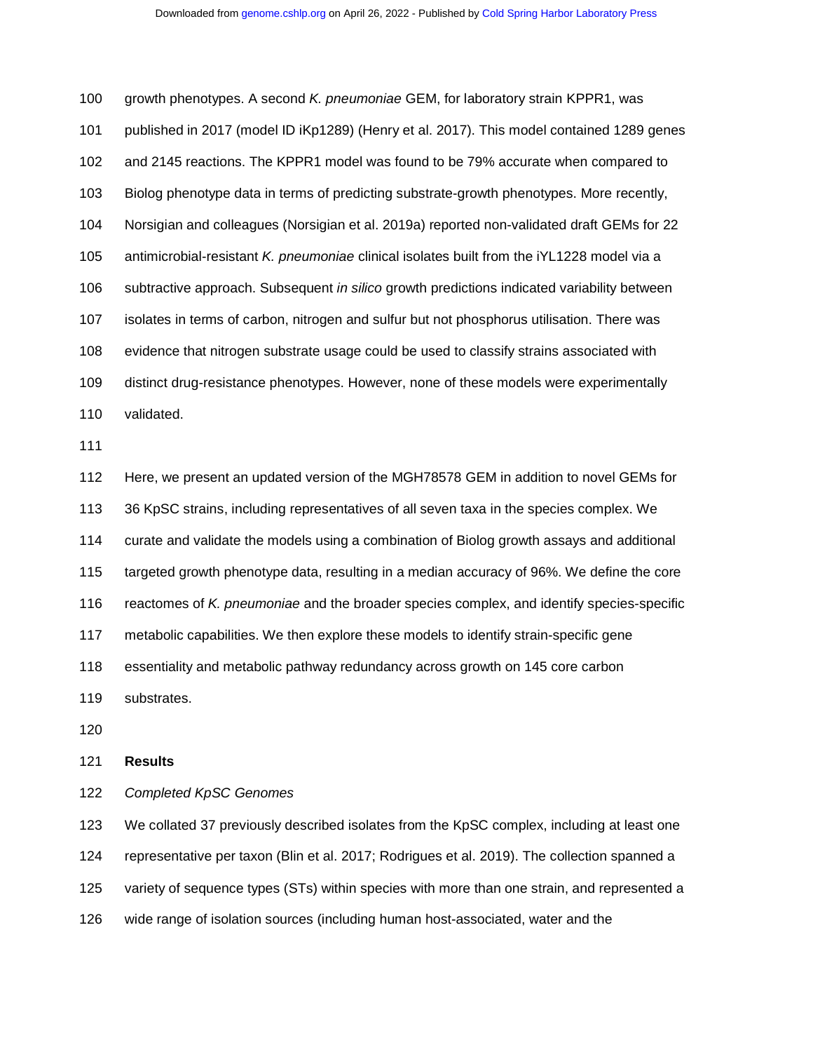growth phenotypes. A second *K. pneumoniae* GEM, for laboratory strain KPPR1, was published in 2017 (model ID iKp1289) (Henry et al. 2017). This model contained 1289 genes and 2145 reactions. The KPPR1 model was found to be 79% accurate when compared to Biolog phenotype data in terms of predicting substrate-growth phenotypes. More recently, Norsigian and colleagues (Norsigian et al. 2019a) reported non-validated draft GEMs for 22 antimicrobial-resistant *K. pneumoniae* clinical isolates built from the iYL1228 model via a subtractive approach. Subsequent *in silico* growth predictions indicated variability between isolates in terms of carbon, nitrogen and sulfur but not phosphorus utilisation. There was evidence that nitrogen substrate usage could be used to classify strains associated with distinct drug-resistance phenotypes. However, none of these models were experimentally validated.

Here, we present an updated version of the MGH78578 GEM in addition to novel GEMs for 36 KpSC strains, including representatives of all seven taxa in the species complex. We curate and validate the models using a combination of Biolog growth assays and additional targeted growth phenotype data, resulting in a median accuracy of 96%. We define the core reactomes of *K. pneumoniae* and the broader species complex, and identify species-specific metabolic capabilities. We then explore these models to identify strain-specific gene essentiality and metabolic pathway redundancy across growth on 145 core carbon substrates.

## Results

### *Completed KpSC Genomes*

We collated 37 previously described isolates from the KpSC complex, including at least one representative per taxon (Blin et al. 2017; Rodrigues et al. 2019). The collection spanned a variety of sequence types (STs) within species with more than one strain, and represented a wide range of isolation sources (including human host-associated, water and the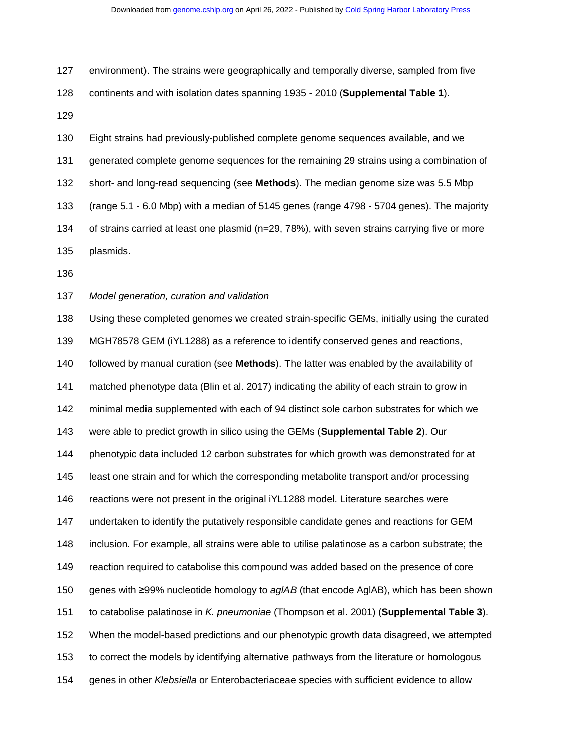environment). The strains were geographically and temporally diverse, sampled from five continents and with isolation dates spanning 1935 - 2010 (**Supplemental Table 1**).

Eight strains had previously-published complete genome sequences available, and we generated complete genome sequences for the remaining 29 strains using a combination of short- and long-read sequencing (see **Methods**). The median genome size was 5.5 Mbp (range 5.1 - 6.0 Mbp) with a median of 5145 genes (range 4798 - 5704 genes). The majority of strains carried at least one plasmid (n=29, 78%), with seven strains carrying five or more plasmids.

*Model generation, curation and validation*

Using these completed genomes we created strain-specific GEMs, initially using the curated MGH78578 GEM (iYL1288) as a reference to identify conserved genes and reactions, followed by manual curation (see **Methods**). The latter was enabled by the availability of matched phenotype data (Blin et al. 2017) indicating the ability of each strain to grow in minimal media supplemented with each of 94 distinct sole carbon substrates for which we were able to predict growth in silico using the GEMs (**Supplemental Table 2**). Our phenotypic data included 12 carbon substrates for which growth was demonstrated for at least one strain and for which the corresponding metabolite transport and/or processing reactions were not present in the original iYL1288 model. Literature searches were undertaken to identify the putatively responsible candidate genes and reactions for GEM inclusion. For example, all strains were able to utilise palatinose as a carbon substrate; the reaction required to catabolise this compound was added based on the presence of core genes with ≥99% nucleotide homology to *aglAB* (that encode AglAB), which has been shown to catabolise palatinose in *K. pneumoniae* (Thompson et al. 2001) (**Supplemental Table 3**). When the model-based predictions and our phenotypic growth data disagreed, we attempted to correct the models by identifying alternative pathways from the literature or homologous genes in other *Klebsiella* or Enterobacteriaceae species with sufficient evidence to allow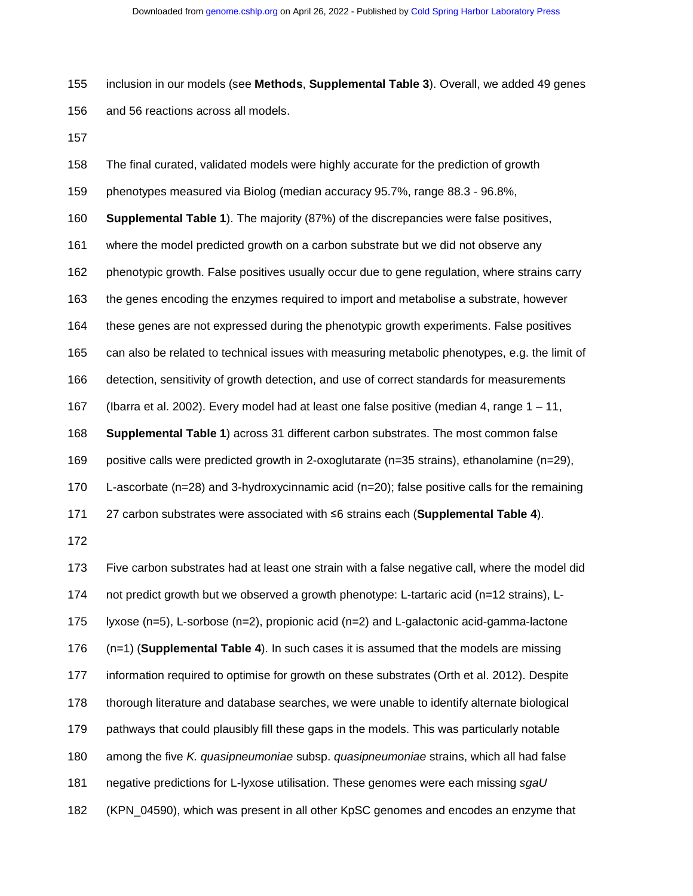inclusion in our models (see **Methods**, **Supplemental Table 3**). Overall, we added 49 genes and 56 reactions across all models.

The final curated, validated models were highly accurate for the prediction of growth phenotypes measured via Biolog (median accuracy 95.7%, range 88.3 - 96.8%, **Supplemental Table 1**). The majority (87%) of the discrepancies were false positives, where the model predicted growth on a carbon substrate but we did not observe any phenotypic growth. False positives usually occur due to gene regulation, where strains carry the genes encoding the enzymes required to import and metabolise a substrate, however these genes are not expressed during the phenotypic growth experiments. False positives can also be related to technical issues with measuring metabolic phenotypes, e.g. the limit of detection, sensitivity of growth detection, and use of correct standards for measurements (Ibarra et al. 2002). Every model had at least one false positive (median 4, range 1 – 11, **Supplemental Table 1**) across 31 different carbon substrates. The most common false positive calls were predicted growth in 2-oxoglutarate (n=35 strains), ethanolamine (n=29), L-ascorbate (n=28) and 3-hydroxycinnamic acid (n=20); false positive calls for the remaining 27 carbon substrates were associated with ≤6 strains each (**Supplemental Table 4**).

Five carbon substrates had at least one strain with a false negative call, where the model did not predict growth but we observed a growth phenotype: L-tartaric acid (n=12 strains), L-lyxose (n=5), L-sorbose (n=2), propionic acid (n=2) and L-galactonic acid-gamma-lactone (n=1) (**Supplemental Table 4**). In such cases it is assumed that the models are missing information required to optimise for growth on these substrates (Orth et al. 2012). Despite thorough literature and database searches, we were unable to identify alternate biological pathways that could plausibly fill these gaps in the models. This was particularly notable among the five *K. quasipneumoniae* subsp. *quasipneumoniae* strains, which all had false negative predictions for L-lyxose utilisation. These genomes were each missing *sgaU* (KPN_04590), which was present in all other KpSC genomes and encodes an enzyme that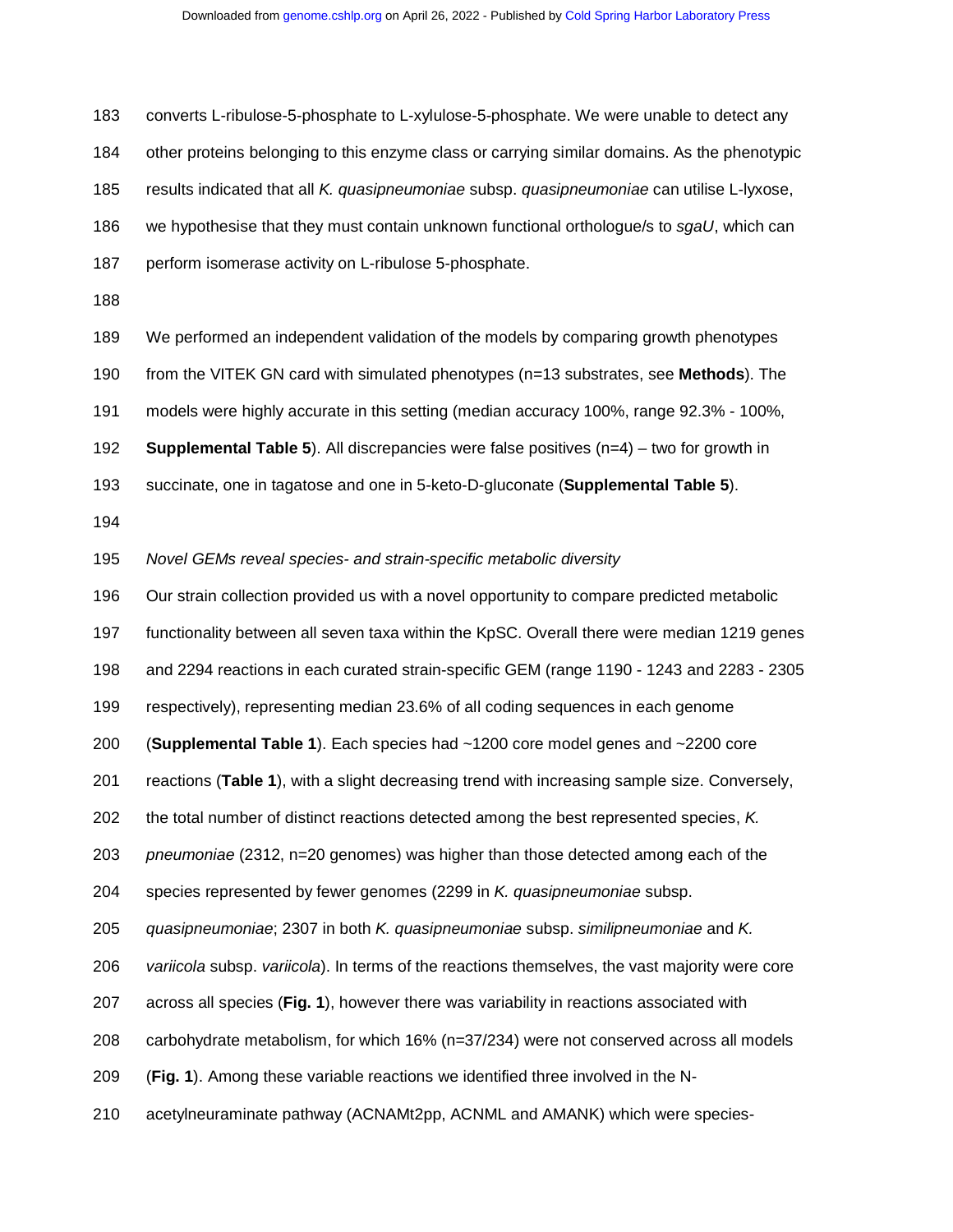converts L-ribulose-5-phosphate to L-xylulose-5-phosphate. We were unable to detect any other proteins belonging to this enzyme class or carrying similar domains. As the phenotypic results indicated that all *K. quasipneumoniae* subsp. *quasipneumoniae* can utilise L-lyxose, we hypothesise that they must contain unknown functional orthologue/s to *sgaU*, which can perform isomerase activity on L-ribulose 5-phosphate.

We performed an independent validation of the models by comparing growth phenotypes from the VITEK GN card with simulated phenotypes (n=13 substrates, see **Methods**). The models were highly accurate in this setting (median accuracy 100%, range 92.3% - 100%, **Supplemental Table 5**). All discrepancies were false positives (n=4) – two for growth in succinate, one in tagatose and one in 5-keto-D-gluconate (**Supplemental Table 5**).

*Novel GEMs reveal species- and strain-specific metabolic diversity*

Our strain collection provided us with a novel opportunity to compare predicted metabolic functionality between all seven taxa within the KpSC. Overall there were median 1219 genes and 2294 reactions in each curated strain-specific GEM (range 1190 - 1243 and 2283 - 2305 respectively), representing median 23.6% of all coding sequences in each genome (**Supplemental Table 1**). Each species had ~1200 core model genes and ~2200 core reactions (**Table 1**), with a slight decreasing trend with increasing sample size. Conversely, the total number of distinct reactions detected among the best represented species, *K. pneumoniae* (2312, n=20 genomes) was higher than those detected among each of the species represented by fewer genomes (2299 in *K. quasipneumoniae* subsp. *quasipneumoniae*; 2307 in both *K. quasipneumoniae* subsp. *similipneumoniae* and *K. variicola* subsp. *variicola*). In terms of the reactions themselves, the vast majority were core across all species (**Fig. 1**), however there was variability in reactions associated with carbohydrate metabolism, for which 16% (n=37/234) were not conserved across all models (**Fig. 1**). Among these variable reactions we identified three involved in the N-acetylneuraminate pathway (ACNAMt2pp, ACNML and AMANK) which were species-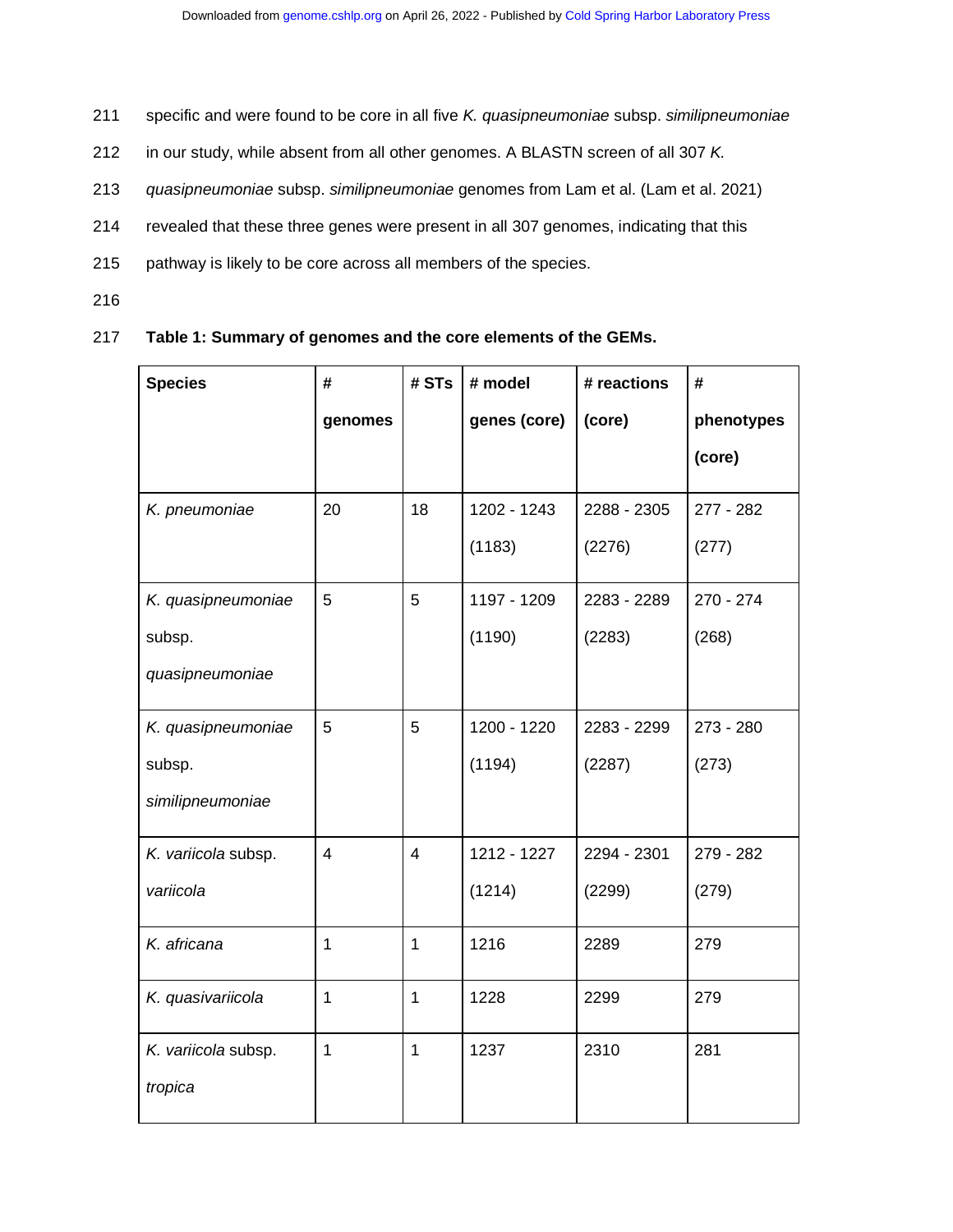specific and were found to be core in all five *K. quasipneumoniae* subsp. *similipneumoniae* in our study, while absent from all other genomes. A BLASTN screen of all 307 *K. quasipneumoniae* subsp. *similipneumoniae* genomes from Lam et al. (Lam et al. 2021) revealed that these three genes were present in all 307 genomes, indicating that this pathway is likely to be core across all members of the species.

**Table 1: Summary of genomes and the core elements of the GEMs.**

| Species | # genomes | # STs | # model genes (core) | # reactions (core) | # phenotypes (core) |
|---|---|---|---|---|---|
| *K. pneumoniae* | 20 | 18 | 1202 - 1243 (1183) | 2288 - 2305 (2276) | 277 - 282 (277) |
| *K. quasipneumoniae* subsp. *quasipneumoniae* | 5 | 5 | 1197 - 1209 (1190) | 2283 - 2289 (2283) | 270 - 274 (268) |
| *K. quasipneumoniae* subsp. *similipneumoniae* | 5 | 5 | 1200 - 1220 (1194) | 2283 - 2299 (2287) | 273 - 280 (273) |
| *K. variicola* subsp. *variicola* | 4 | 4 | 1212 - 1227 (1214) | 2294 - 2301 (2299) | 279 - 282 (279) |
| *K. africana* | 1 | 1 | 1216 | 2289 | 279 |
| *K. quasivariicola* | 1 | 1 | 1228 | 2299 | 279 |
| *K. variicola* subsp. *tropica* | 1 | 1 | 1237 | 2310 | 281 |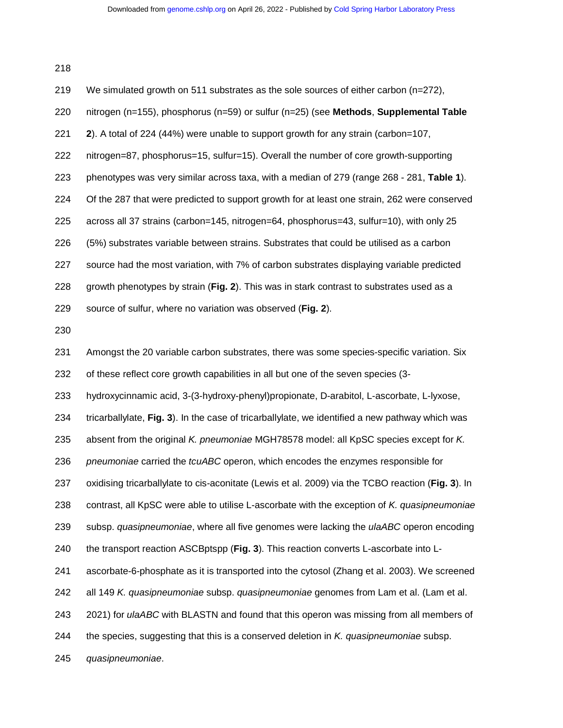We simulated growth on 511 substrates as the sole sources of either carbon (n=272), nitrogen (n=155), phosphorus (n=59) or sulfur (n=25) (see **Methods**, **Supplemental Table 2**). A total of 224 (44%) were unable to support growth for any strain (carbon=107, nitrogen=87, phosphorus=15, sulfur=15). Overall the number of core growth-supporting phenotypes was very similar across taxa, with a median of 279 (range 268 - 281, **Table 1**). Of the 287 that were predicted to support growth for at least one strain, 262 were conserved across all 37 strains (carbon=145, nitrogen=64, phosphorus=43, sulfur=10), with only 25 (5%) substrates variable between strains. Substrates that could be utilised as a carbon source had the most variation, with 7% of carbon substrates displaying variable predicted growth phenotypes by strain (**Fig. 2**). This was in stark contrast to substrates used as a source of sulfur, where no variation was observed (**Fig. 2**).

Amongst the 20 variable carbon substrates, there was some species-specific variation. Six of these reflect core growth capabilities in all but one of the seven species (3-hydroxycinnamic acid, 3-(3-hydroxy-phenyl)propionate, D-arabitol, L-ascorbate, L-lyxose, tricarballylate, **Fig. 3**). In the case of tricarballylate, we identified a new pathway which was absent from the original *K. pneumoniae* MGH78578 model: all KpSC species except for *K. pneumoniae* carried the *tcuABC* operon, which encodes the enzymes responsible for oxidising tricarballylate to cis-aconitate (Lewis et al. 2009) via the TCBO reaction (**Fig. 3**). In contrast, all KpSC were able to utilise L-ascorbate with the exception of *K. quasipneumoniae* subsp. *quasipneumoniae*, where all five genomes were lacking the *ulaABC* operon encoding the transport reaction ASCBptspp (**Fig. 3**). This reaction converts L-ascorbate into L-ascorbate-6-phosphate as it is transported into the cytosol (Zhang et al. 2003). We screened all 149 *K. quasipneumoniae* subsp. *quasipneumoniae* genomes from Lam et al. (Lam et al. 2021) for *ulaABC* with BLASTN and found that this operon was missing from all members of the species, suggesting that this is a conserved deletion in *K. quasipneumoniae* subsp. *quasipneumoniae*.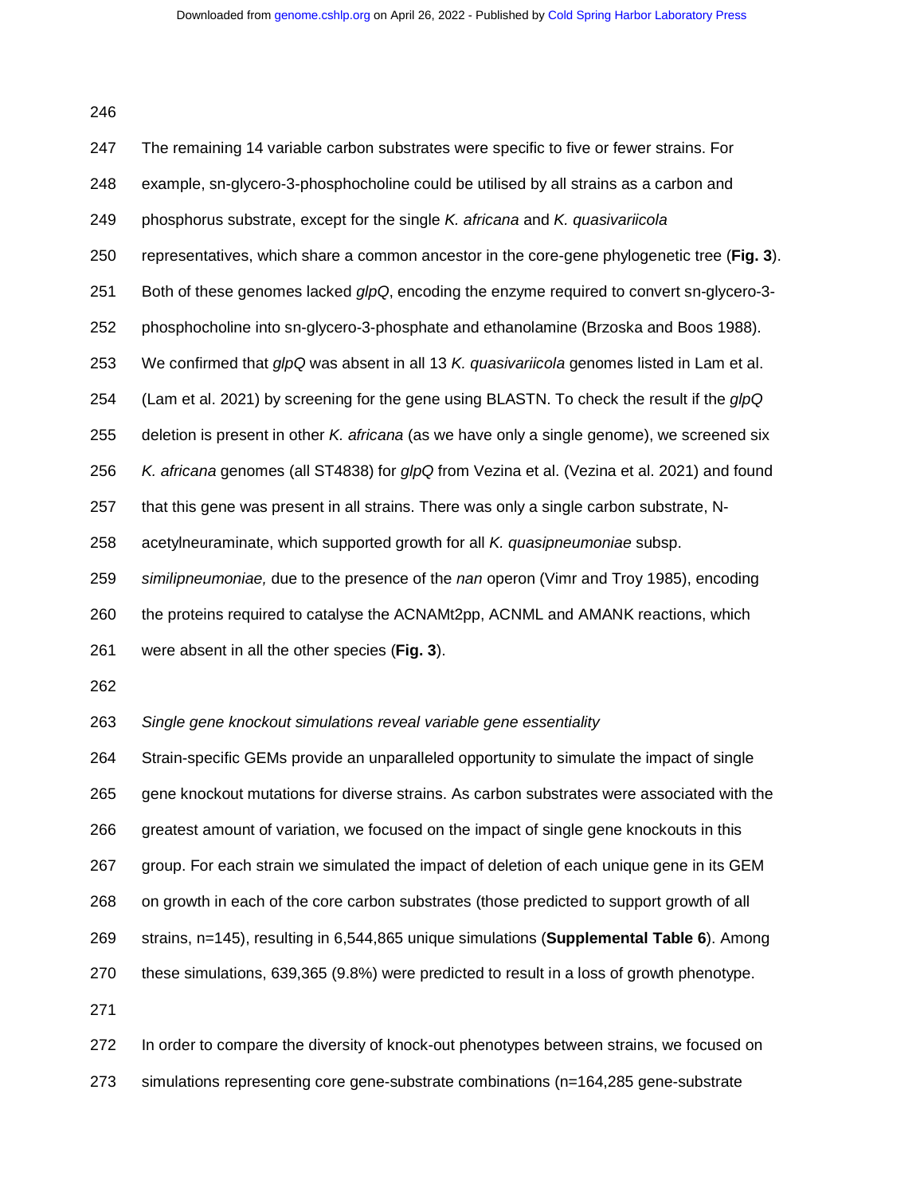The remaining 14 variable carbon substrates were specific to five or fewer strains. For example, sn-glycero-3-phosphocholine could be utilised by all strains as a carbon and phosphorus substrate, except for the single *K. africana* and *K. quasivariicola* representatives, which share a common ancestor in the core-gene phylogenetic tree (**Fig. 3**). Both of these genomes lacked *glpQ*, encoding the enzyme required to convert sn-glycero-3-phosphocholine into sn-glycero-3-phosphate and ethanolamine (Brzoska and Boos 1988). We confirmed that *glpQ* was absent in all 13 *K. quasivariicola* genomes listed in Lam et al. (Lam et al. 2021) by screening for the gene using BLASTN. To check the result if the *glpQ* deletion is present in other *K. africana* (as we have only a single genome), we screened six *K. africana* genomes (all ST4838) for *glpQ* from Vezina et al. (Vezina et al. 2021) and found that this gene was present in all strains. There was only a single carbon substrate, N-acetylneuraminate, which supported growth for all *K. quasipneumoniae* subsp. *similipneumoniae,* due to the presence of the *nan* operon (Vimr and Troy 1985), encoding the proteins required to catalyse the ACNAMt2pp, ACNML and AMANK reactions, which were absent in all the other species (**Fig. 3**).

*Single gene knockout simulations reveal variable gene essentiality*

Strain-specific GEMs provide an unparalleled opportunity to simulate the impact of single gene knockout mutations for diverse strains. As carbon substrates were associated with the greatest amount of variation, we focused on the impact of single gene knockouts in this group. For each strain we simulated the impact of deletion of each unique gene in its GEM on growth in each of the core carbon substrates (those predicted to support growth of all strains, n=145), resulting in 6,544,865 unique simulations (**Supplemental Table 6**). Among these simulations, 639,365 (9.8%) were predicted to result in a loss of growth phenotype.

In order to compare the diversity of knock-out phenotypes between strains, we focused on simulations representing core gene-substrate combinations (n=164,285 gene-substrate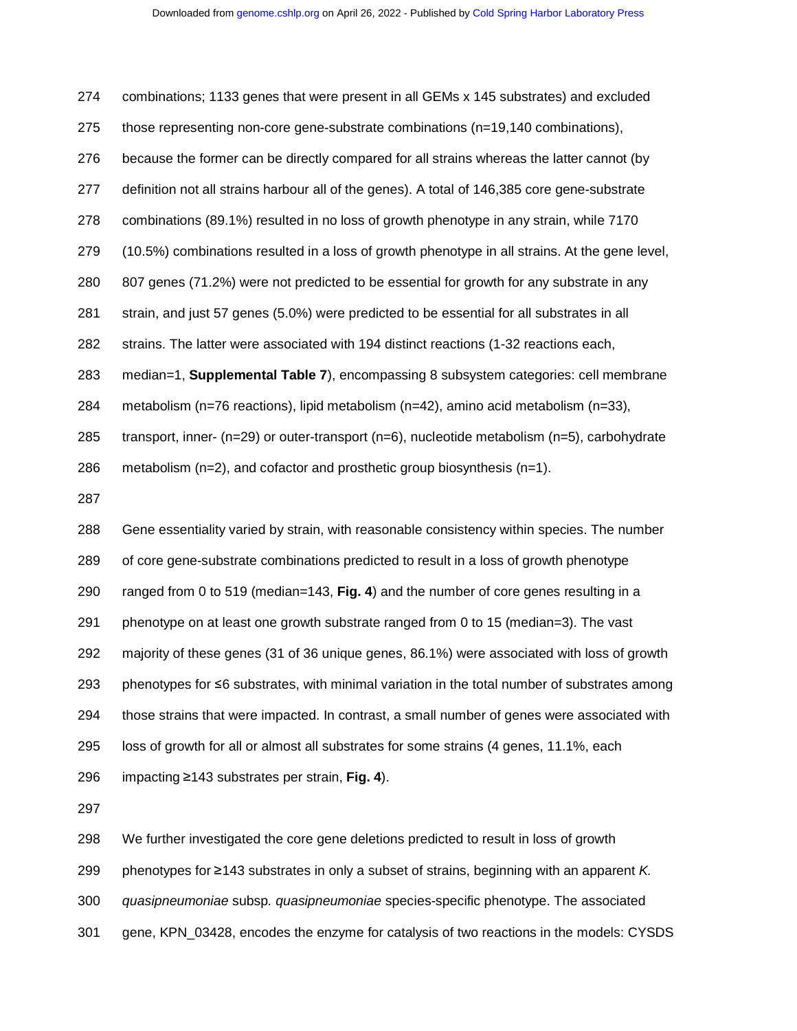combinations; 1133 genes that were present in all GEMs x 145 substrates) and excluded those representing non-core gene-substrate combinations (n=19,140 combinations), because the former can be directly compared for all strains whereas the latter cannot (by definition not all strains harbour all of the genes). A total of 146,385 core gene-substrate combinations (89.1%) resulted in no loss of growth phenotype in any strain, while 7170 (10.5%) combinations resulted in a loss of growth phenotype in all strains. At the gene level, 807 genes (71.2%) were not predicted to be essential for growth for any substrate in any strain, and just 57 genes (5.0%) were predicted to be essential for all substrates in all strains. The latter were associated with 194 distinct reactions (1-32 reactions each, median=1, **Supplemental Table 7**), encompassing 8 subsystem categories: cell membrane metabolism (n=76 reactions), lipid metabolism (n=42), amino acid metabolism (n=33), transport, inner- (n=29) or outer-transport (n=6), nucleotide metabolism (n=5), carbohydrate metabolism (n=2), and cofactor and prosthetic group biosynthesis (n=1).

Gene essentiality varied by strain, with reasonable consistency within species. The number of core gene-substrate combinations predicted to result in a loss of growth phenotype ranged from 0 to 519 (median=143, **Fig. 4**) and the number of core genes resulting in a phenotype on at least one growth substrate ranged from 0 to 15 (median=3). The vast majority of these genes (31 of 36 unique genes, 86.1%) were associated with loss of growth phenotypes for ≤6 substrates, with minimal variation in the total number of substrates among those strains that were impacted. In contrast, a small number of genes were associated with loss of growth for all or almost all substrates for some strains (4 genes, 11.1%, each impacting ≥143 substrates per strain, **Fig. 4**).

We further investigated the core gene deletions predicted to result in loss of growth phenotypes for ≥143 substrates in only a subset of strains, beginning with an apparent *K. quasipneumoniae* subsp. *quasipneumoniae* species-specific phenotype. The associated gene, KPN_03428, encodes the enzyme for catalysis of two reactions in the models: CYSDS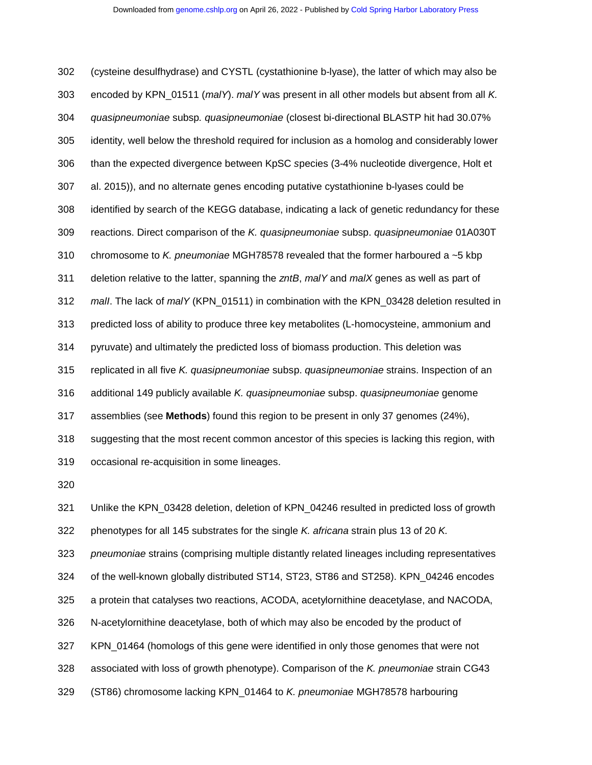(cysteine desulfhydrase) and CYSTL (cystathionine b-lyase), the latter of which may also be encoded by KPN_01511 (*malY*). *malY* was present in all other models but absent from all *K. quasipneumoniae* subsp*. quasipneumoniae* (closest bi-directional BLASTP hit had 30.07% identity, well below the threshold required for inclusion as a homolog and considerably lower than the expected divergence between KpSC species (3-4% nucleotide divergence, Holt et al. 2015)), and no alternate genes encoding putative cystathionine b-lyases could be identified by search of the KEGG database, indicating a lack of genetic redundancy for these reactions. Direct comparison of the *K. quasipneumoniae* subsp. *quasipneumoniae* 01A030T chromosome to *K. pneumoniae* MGH78578 revealed that the former harboured a ~5 kbp deletion relative to the latter, spanning the *zntB*, *malY* and *malX* genes as well as part of *malI*. The lack of *malY* (KPN_01511) in combination with the KPN_03428 deletion resulted in predicted loss of ability to produce three key metabolites (L-homocysteine, ammonium and pyruvate) and ultimately the predicted loss of biomass production. This deletion was replicated in all five *K. quasipneumoniae* subsp. *quasipneumoniae* strains. Inspection of an additional 149 publicly available *K. quasipneumoniae* subsp. *quasipneumoniae* genome assemblies (see **Methods**) found this region to be present in only 37 genomes (24%), suggesting that the most recent common ancestor of this species is lacking this region, with occasional re-acquisition in some lineages.

Unlike the KPN_03428 deletion, deletion of KPN_04246 resulted in predicted loss of growth phenotypes for all 145 substrates for the single *K. africana* strain plus 13 of 20 *K. pneumoniae* strains (comprising multiple distantly related lineages including representatives of the well-known globally distributed ST14, ST23, ST86 and ST258). KPN_04246 encodes a protein that catalyses two reactions, ACODA, acetylornithine deacetylase, and NACODA, N-acetylornithine deacetylase, both of which may also be encoded by the product of KPN_01464 (homologs of this gene were identified in only those genomes that were not associated with loss of growth phenotype). Comparison of the *K. pneumoniae* strain CG43 (ST86) chromosome lacking KPN_01464 to *K. pneumoniae* MGH78578 harbouring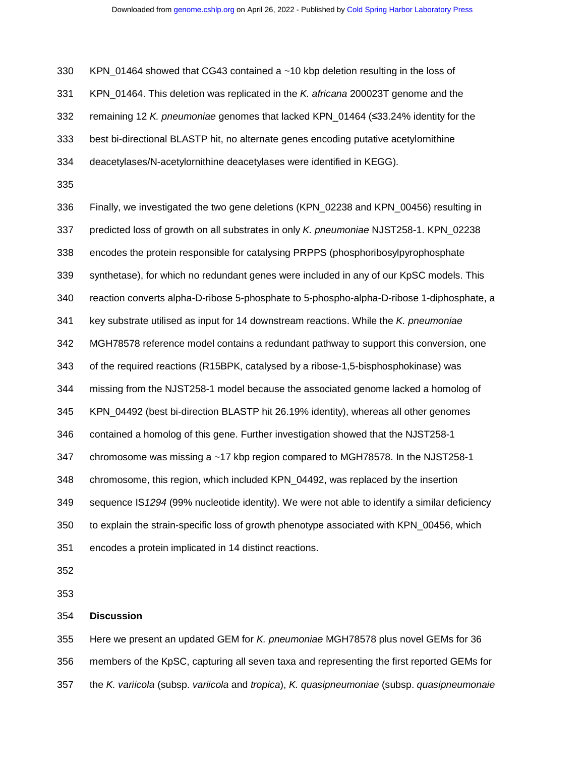KPN_01464 showed that CG43 contained a ~10 kbp deletion resulting in the loss of KPN_01464. This deletion was replicated in the *K. africana* 200023T genome and the remaining 12 *K. pneumoniae* genomes that lacked KPN_01464 (≤33.24% identity for the best bi-directional BLASTP hit, no alternate genes encoding putative acetylornithine deacetylases/N-acetylornithine deacetylases were identified in KEGG).

Finally, we investigated the two gene deletions (KPN_02238 and KPN_00456) resulting in predicted loss of growth on all substrates in only *K. pneumoniae* NJST258-1. KPN_02238 encodes the protein responsible for catalysing PRPPS (phosphoribosylpyrophosphate synthetase), for which no redundant genes were included in any of our KpSC models. This reaction converts alpha-D-ribose 5-phosphate to 5-phospho-alpha-D-ribose 1-diphosphate, a key substrate utilised as input for 14 downstream reactions. While the *K. pneumoniae* MGH78578 reference model contains a redundant pathway to support this conversion, one of the required reactions (R15BPK, catalysed by a ribose-1,5-bisphosphokinase) was missing from the NJST258-1 model because the associated genome lacked a homolog of KPN_04492 (best bi-direction BLASTP hit 26.19% identity), whereas all other genomes contained a homolog of this gene. Further investigation showed that the NJST258-1 chromosome was missing a ~17 kbp region compared to MGH78578. In the NJST258-1 chromosome, this region, which included KPN_04492, was replaced by the insertion sequence IS*1294* (99% nucleotide identity). We were not able to identify a similar deficiency to explain the strain-specific loss of growth phenotype associated with KPN_00456, which encodes a protein implicated in 14 distinct reactions.

## Discussion

Here we present an updated GEM for *K. pneumoniae* MGH78578 plus novel GEMs for 36 members of the KpSC, capturing all seven taxa and representing the first reported GEMs for the *K. variicola* (subsp. *variicola* and *tropica*), *K. quasipneumoniae* (subsp. *quasipneumonaie*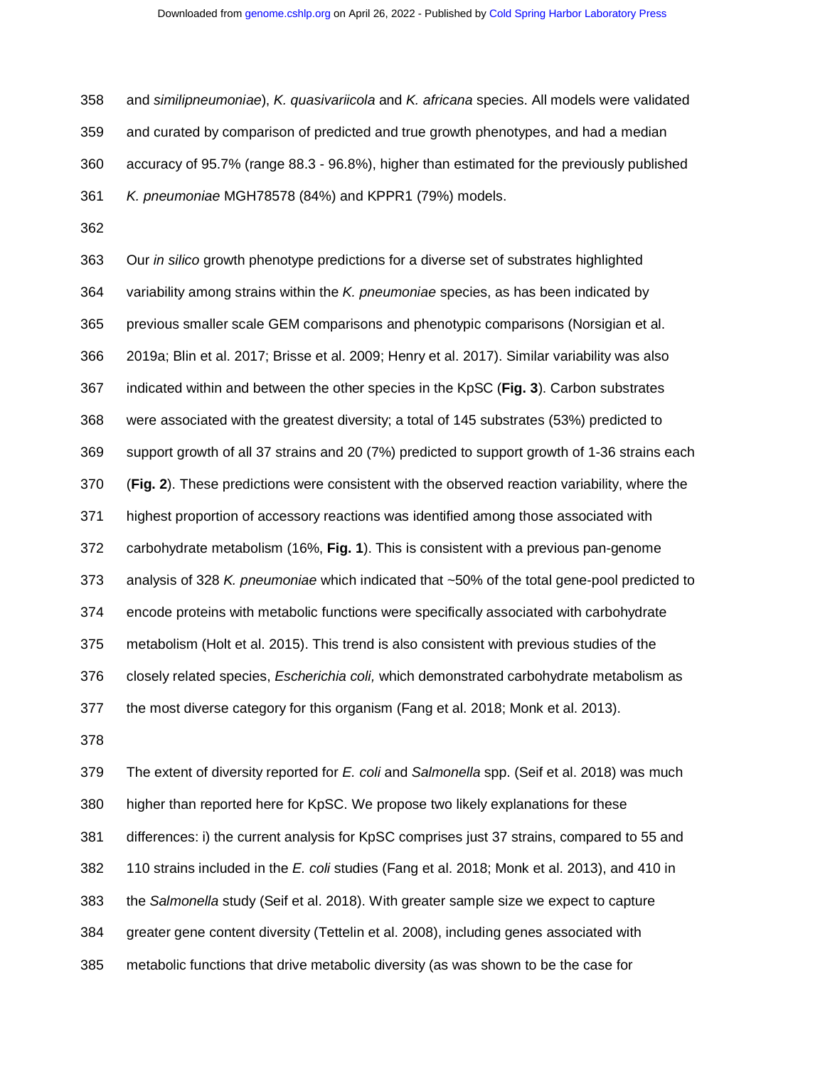and *similipneumoniae*), *K. quasivariicola* and *K. africana* species. All models were validated and curated by comparison of predicted and true growth phenotypes, and had a median accuracy of 95.7% (range 88.3 - 96.8%), higher than estimated for the previously published *K. pneumoniae* MGH78578 (84%) and KPPR1 (79%) models.

Our *in silico* growth phenotype predictions for a diverse set of substrates highlighted variability among strains within the *K. pneumoniae* species, as has been indicated by previous smaller scale GEM comparisons and phenotypic comparisons (Norsigian et al. 2019a; Blin et al. 2017; Brisse et al. 2009; Henry et al. 2017). Similar variability was also indicated within and between the other species in the KpSC (**Fig. 3**). Carbon substrates were associated with the greatest diversity; a total of 145 substrates (53%) predicted to support growth of all 37 strains and 20 (7%) predicted to support growth of 1-36 strains each (**Fig. 2**). These predictions were consistent with the observed reaction variability, where the highest proportion of accessory reactions was identified among those associated with carbohydrate metabolism (16%, **Fig. 1**). This is consistent with a previous pan-genome analysis of 328 *K. pneumoniae* which indicated that ~50% of the total gene-pool predicted to encode proteins with metabolic functions were specifically associated with carbohydrate metabolism (Holt et al. 2015). This trend is also consistent with previous studies of the closely related species, *Escherichia coli,* which demonstrated carbohydrate metabolism as the most diverse category for this organism (Fang et al. 2018; Monk et al. 2013).

The extent of diversity reported for *E. coli* and *Salmonella* spp. (Seif et al. 2018) was much higher than reported here for KpSC. We propose two likely explanations for these differences: i) the current analysis for KpSC comprises just 37 strains, compared to 55 and 110 strains included in the *E. coli* studies (Fang et al. 2018; Monk et al. 2013), and 410 in the *Salmonella* study (Seif et al. 2018). With greater sample size we expect to capture greater gene content diversity (Tettelin et al. 2008), including genes associated with metabolic functions that drive metabolic diversity (as was shown to be the case for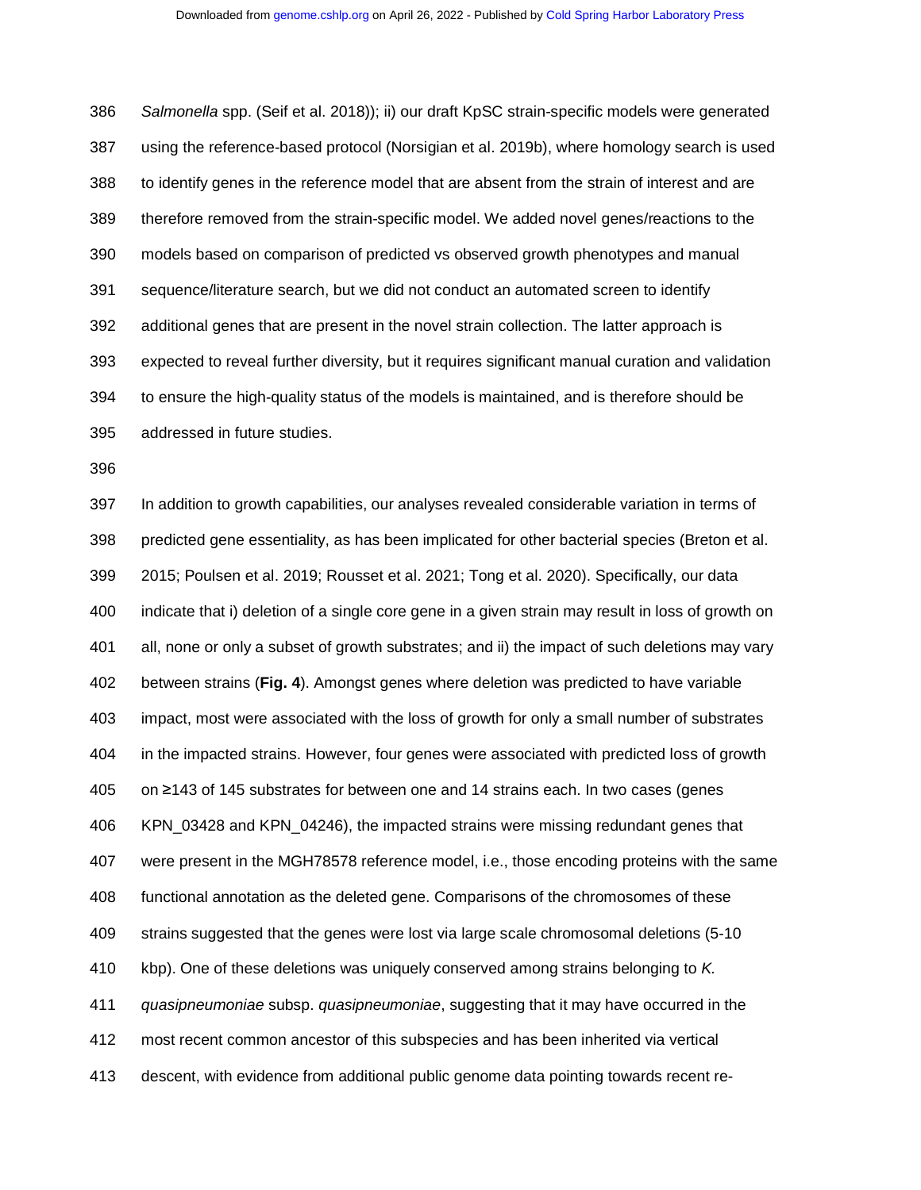*Salmonella* spp. (Seif et al. 2018)); ii) our draft KpSC strain-specific models were generated using the reference-based protocol (Norsigian et al. 2019b), where homology search is used to identify genes in the reference model that are absent from the strain of interest and are therefore removed from the strain-specific model. We added novel genes/reactions to the models based on comparison of predicted vs observed growth phenotypes and manual sequence/literature search, but we did not conduct an automated screen to identify additional genes that are present in the novel strain collection. The latter approach is expected to reveal further diversity, but it requires significant manual curation and validation to ensure the high-quality status of the models is maintained, and is therefore should be addressed in future studies.

In addition to growth capabilities, our analyses revealed considerable variation in terms of predicted gene essentiality, as has been implicated for other bacterial species (Breton et al. 2015; Poulsen et al. 2019; Rousset et al. 2021; Tong et al. 2020). Specifically, our data indicate that i) deletion of a single core gene in a given strain may result in loss of growth on all, none or only a subset of growth substrates; and ii) the impact of such deletions may vary between strains (**Fig. 4**). Amongst genes where deletion was predicted to have variable impact, most were associated with the loss of growth for only a small number of substrates in the impacted strains. However, four genes were associated with predicted loss of growth on ≥143 of 145 substrates for between one and 14 strains each. In two cases (genes KPN_03428 and KPN_04246), the impacted strains were missing redundant genes that were present in the MGH78578 reference model, i.e., those encoding proteins with the same functional annotation as the deleted gene. Comparisons of the chromosomes of these strains suggested that the genes were lost via large scale chromosomal deletions (5-10 kbp). One of these deletions was uniquely conserved among strains belonging to *K. quasipneumoniae* subsp. *quasipneumoniae*, suggesting that it may have occurred in the most recent common ancestor of this subspecies and has been inherited via vertical descent, with evidence from additional public genome data pointing towards recent re-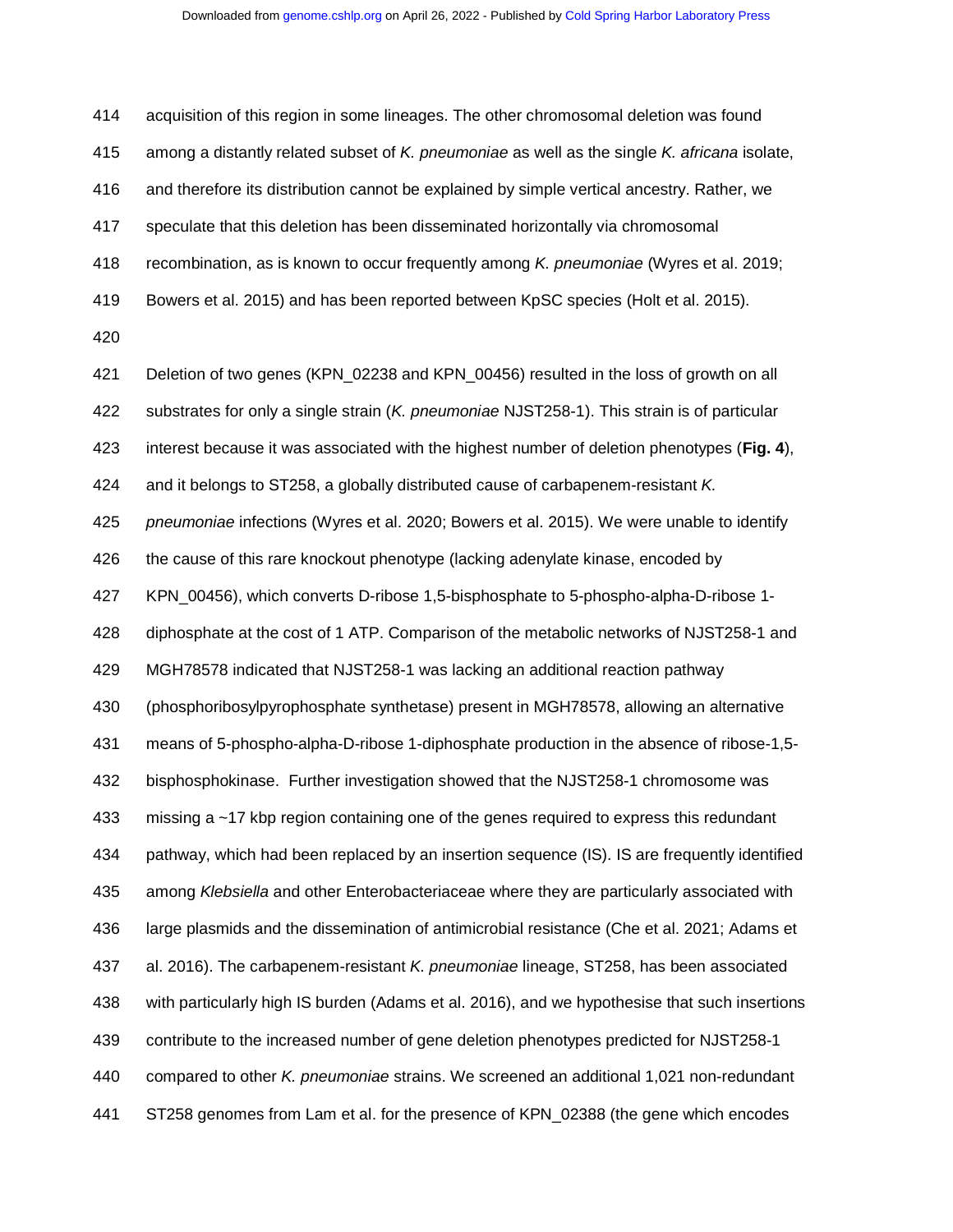acquisition of this region in some lineages. The other chromosomal deletion was found among a distantly related subset of *K. pneumoniae* as well as the single *K. africana* isolate, and therefore its distribution cannot be explained by simple vertical ancestry. Rather, we speculate that this deletion has been disseminated horizontally via chromosomal recombination, as is known to occur frequently among *K. pneumoniae* (Wyres et al. 2019; Bowers et al. 2015) and has been reported between KpSC species (Holt et al. 2015).

Deletion of two genes (KPN_02238 and KPN_00456) resulted in the loss of growth on all substrates for only a single strain (*K. pneumoniae* NJST258-1). This strain is of particular interest because it was associated with the highest number of deletion phenotypes (**Fig. 4**), and it belongs to ST258, a globally distributed cause of carbapenem-resistant *K. pneumoniae* infections (Wyres et al. 2020; Bowers et al. 2015). We were unable to identify the cause of this rare knockout phenotype (lacking adenylate kinase, encoded by KPN_00456), which converts D-ribose 1,5-bisphosphate to 5-phospho-alpha-D-ribose 1-diphosphate at the cost of 1 ATP. Comparison of the metabolic networks of NJST258-1 and MGH78578 indicated that NJST258-1 was lacking an additional reaction pathway (phosphoribosylpyrophosphate synthetase) present in MGH78578, allowing an alternative means of 5-phospho-alpha-D-ribose 1-diphosphate production in the absence of ribose-1,5-bisphosphokinase. Further investigation showed that the NJST258-1 chromosome was missing a ~17 kbp region containing one of the genes required to express this redundant pathway, which had been replaced by an insertion sequence (IS). IS are frequently identified among *Klebsiella* and other Enterobacteriaceae where they are particularly associated with large plasmids and the dissemination of antimicrobial resistance (Che et al. 2021; Adams et al. 2016). The carbapenem-resistant *K. pneumoniae* lineage, ST258, has been associated with particularly high IS burden (Adams et al. 2016), and we hypothesise that such insertions contribute to the increased number of gene deletion phenotypes predicted for NJST258-1 compared to other *K. pneumoniae* strains. We screened an additional 1,021 non-redundant ST258 genomes from Lam et al. for the presence of KPN_02388 (the gene which encodes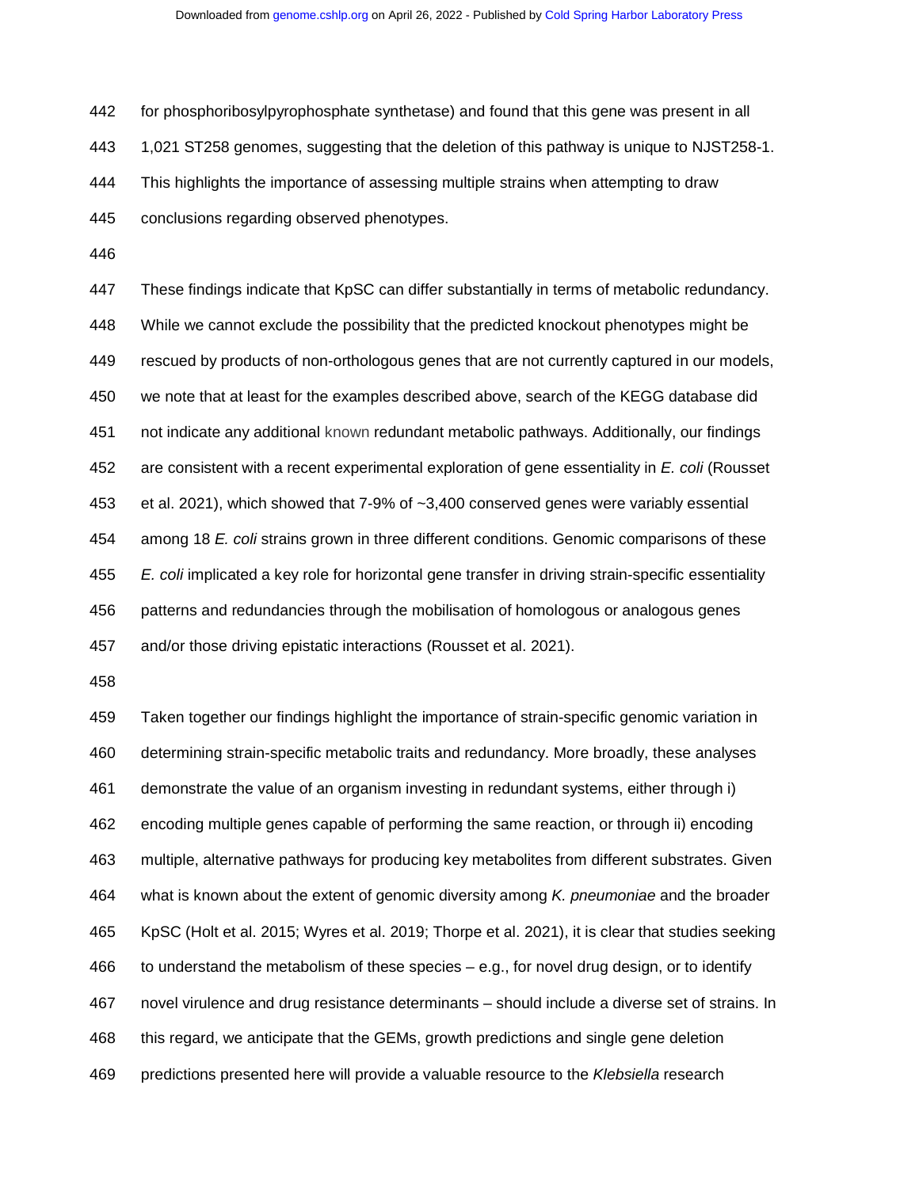for phosphoribosylpyrophosphate synthetase) and found that this gene was present in all 1,021 ST258 genomes, suggesting that the deletion of this pathway is unique to NJST258-1. This highlights the importance of assessing multiple strains when attempting to draw conclusions regarding observed phenotypes.

These findings indicate that KpSC can differ substantially in terms of metabolic redundancy. While we cannot exclude the possibility that the predicted knockout phenotypes might be rescued by products of non-orthologous genes that are not currently captured in our models, we note that at least for the examples described above, search of the KEGG database did not indicate any additional known redundant metabolic pathways. Additionally, our findings are consistent with a recent experimental exploration of gene essentiality in *E. coli* (Rousset et al. 2021), which showed that 7-9% of ~3,400 conserved genes were variably essential among 18 *E. coli* strains grown in three different conditions. Genomic comparisons of these *E. coli* implicated a key role for horizontal gene transfer in driving strain-specific essentiality patterns and redundancies through the mobilisation of homologous or analogous genes and/or those driving epistatic interactions (Rousset et al. 2021).

Taken together our findings highlight the importance of strain-specific genomic variation in determining strain-specific metabolic traits and redundancy. More broadly, these analyses demonstrate the value of an organism investing in redundant systems, either through i) encoding multiple genes capable of performing the same reaction, or through ii) encoding multiple, alternative pathways for producing key metabolites from different substrates. Given what is known about the extent of genomic diversity among *K. pneumoniae* and the broader KpSC (Holt et al. 2015; Wyres et al. 2019; Thorpe et al. 2021), it is clear that studies seeking to understand the metabolism of these species – e.g., for novel drug design, or to identify novel virulence and drug resistance determinants – should include a diverse set of strains. In this regard, we anticipate that the GEMs, growth predictions and single gene deletion predictions presented here will provide a valuable resource to the *Klebsiella* research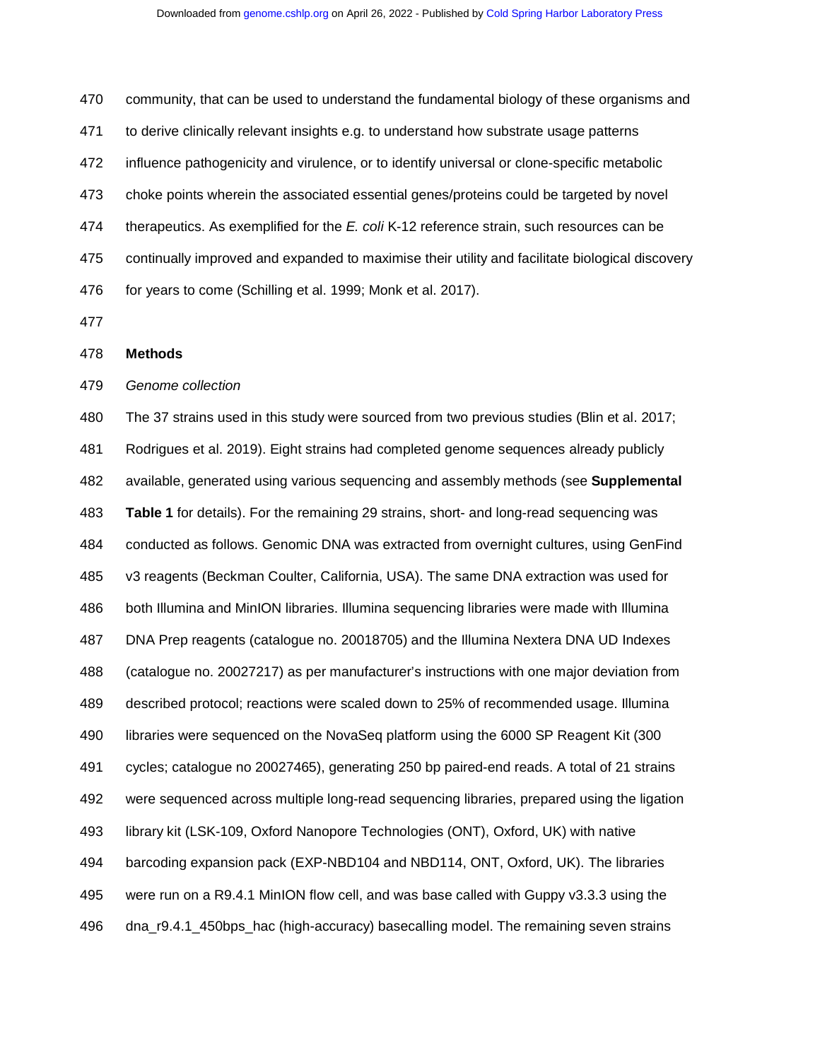community, that can be used to understand the fundamental biology of these organisms and to derive clinically relevant insights e.g. to understand how substrate usage patterns influence pathogenicity and virulence, or to identify universal or clone-specific metabolic choke points wherein the associated essential genes/proteins could be targeted by novel therapeutics. As exemplified for the *E. coli* K-12 reference strain, such resources can be continually improved and expanded to maximise their utility and facilitate biological discovery for years to come (Schilling et al. 1999; Monk et al. 2017).

## Methods

### *Genome collection*

The 37 strains used in this study were sourced from two previous studies (Blin et al. 2017; Rodrigues et al. 2019). Eight strains had completed genome sequences already publicly available, generated using various sequencing and assembly methods (see **Supplemental Table 1** for details). For the remaining 29 strains, short- and long-read sequencing was conducted as follows. Genomic DNA was extracted from overnight cultures, using GenFind v3 reagents (Beckman Coulter, California, USA). The same DNA extraction was used for both Illumina and MinION libraries. Illumina sequencing libraries were made with Illumina DNA Prep reagents (catalogue no. 20018705) and the Illumina Nextera DNA UD Indexes (catalogue no. 20027217) as per manufacturer's instructions with one major deviation from described protocol; reactions were scaled down to 25% of recommended usage. Illumina libraries were sequenced on the NovaSeq platform using the 6000 SP Reagent Kit (300 cycles; catalogue no 20027465), generating 250 bp paired-end reads. A total of 21 strains were sequenced across multiple long-read sequencing libraries, prepared using the ligation library kit (LSK-109, Oxford Nanopore Technologies (ONT), Oxford, UK) with native barcoding expansion pack (EXP-NBD104 and NBD114, ONT, Oxford, UK). The libraries were run on a R9.4.1 MinION flow cell, and was base called with Guppy v3.3.3 using the dna_r9.4.1_450bps_hac (high-accuracy) basecalling model. The remaining seven strains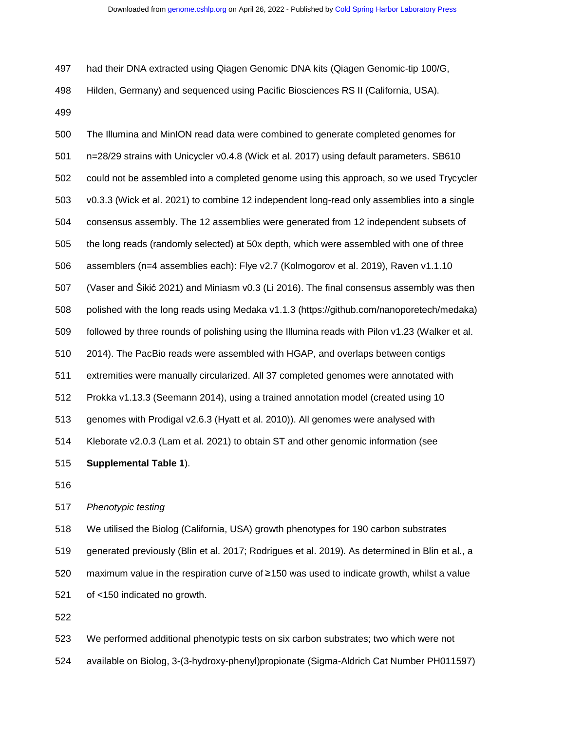had their DNA extracted using Qiagen Genomic DNA kits (Qiagen Genomic-tip 100/G, Hilden, Germany) and sequenced using Pacific Biosciences RS II (California, USA).

The Illumina and MinION read data were combined to generate completed genomes for n=28/29 strains with Unicycler v0.4.8 (Wick et al. 2017) using default parameters. SB610 could not be assembled into a completed genome using this approach, so we used Trycycler v0.3.3 (Wick et al. 2021) to combine 12 independent long-read only assemblies into a single consensus assembly. The 12 assemblies were generated from 12 independent subsets of the long reads (randomly selected) at 50x depth, which were assembled with one of three assemblers (n=4 assemblies each): Flye v2.7 (Kolmogorov et al. 2019), Raven v1.1.10 (Vaser and Šikić 2021) and Miniasm v0.3 (Li 2016). The final consensus assembly was then polished with the long reads using Medaka v1.1.3 (https://github.com/nanoporetech/medaka) followed by three rounds of polishing using the Illumina reads with Pilon v1.23 (Walker et al. 2014). The PacBio reads were assembled with HGAP, and overlaps between contigs extremities were manually circularized. All 37 completed genomes were annotated with Prokka v1.13.3 (Seemann 2014), using a trained annotation model (created using 10 genomes with Prodigal v2.6.3 (Hyatt et al. 2010)). All genomes were analysed with Kleborate v2.0.3 (Lam et al. 2021) to obtain ST and other genomic information (see **Supplemental Table 1**).

*Phenotypic testing*

We utilised the Biolog (California, USA) growth phenotypes for 190 carbon substrates generated previously (Blin et al. 2017; Rodrigues et al. 2019). As determined in Blin et al., a maximum value in the respiration curve of ≥150 was used to indicate growth, whilst a value of <150 indicated no growth.

We performed additional phenotypic tests on six carbon substrates; two which were not available on Biolog, 3-(3-hydroxy-phenyl)propionate (Sigma-Aldrich Cat Number PH011597)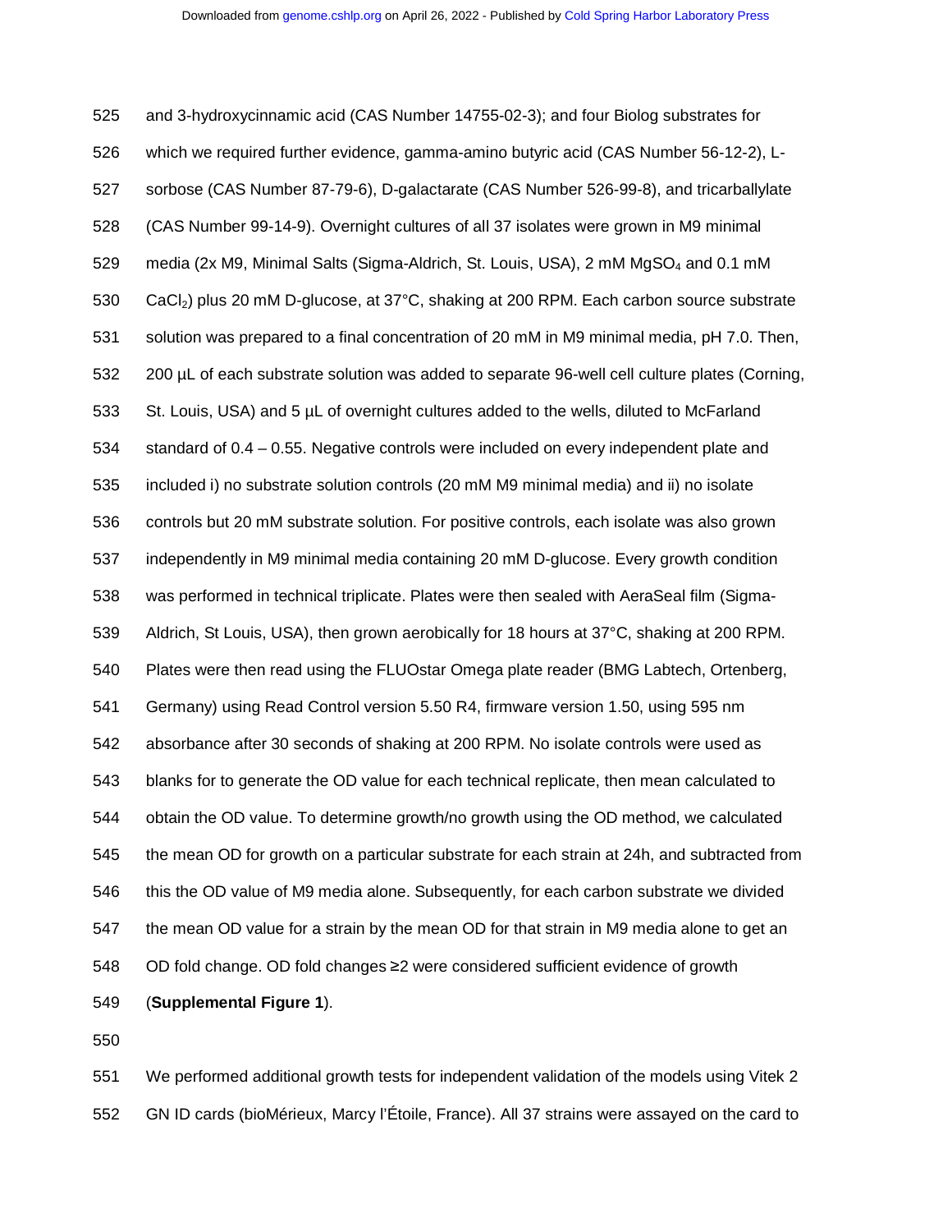and 3-hydroxycinnamic acid (CAS Number 14755-02-3); and four Biolog substrates for which we required further evidence, gamma-amino butyric acid (CAS Number 56-12-2), L-sorbose (CAS Number 87-79-6), D-galactarate (CAS Number 526-99-8), and tricarballylate (CAS Number 99-14-9). Overnight cultures of all 37 isolates were grown in M9 minimal media (2x M9, Minimal Salts (Sigma-Aldrich, St. Louis, USA), 2 mM $MgSO_4$ and 0.1 mM $CaCl_2$) plus 20 mM D-glucose, at 37°C, shaking at 200 RPM. Each carbon source substrate solution was prepared to a final concentration of 20 mM in M9 minimal media, pH 7.0. Then, 200 µL of each substrate solution was added to separate 96-well cell culture plates (Corning, St. Louis, USA) and 5 µL of overnight cultures added to the wells, diluted to McFarland standard of 0.4 – 0.55. Negative controls were included on every independent plate and included i) no substrate solution controls (20 mM M9 minimal media) and ii) no isolate controls but 20 mM substrate solution. For positive controls, each isolate was also grown independently in M9 minimal media containing 20 mM D-glucose. Every growth condition was performed in technical triplicate. Plates were then sealed with AeraSeal film (Sigma-Aldrich, St Louis, USA), then grown aerobically for 18 hours at 37°C, shaking at 200 RPM. Plates were then read using the FLUOstar Omega plate reader (BMG Labtech, Ortenberg, Germany) using Read Control version 5.50 R4, firmware version 1.50, using 595 nm absorbance after 30 seconds of shaking at 200 RPM. No isolate controls were used as blanks for to generate the OD value for each technical replicate, then mean calculated to obtain the OD value. To determine growth/no growth using the OD method, we calculated the mean OD for growth on a particular substrate for each strain at 24h, and subtracted from this the OD value of M9 media alone. Subsequently, for each carbon substrate we divided the mean OD value for a strain by the mean OD for that strain in M9 media alone to get an OD fold change. OD fold changes ≥2 were considered sufficient evidence of growth (**Supplemental Figure 1**).

We performed additional growth tests for independent validation of the models using Vitek 2 GN ID cards (bioMérieux, Marcy l'Étoile, France). All 37 strains were assayed on the card to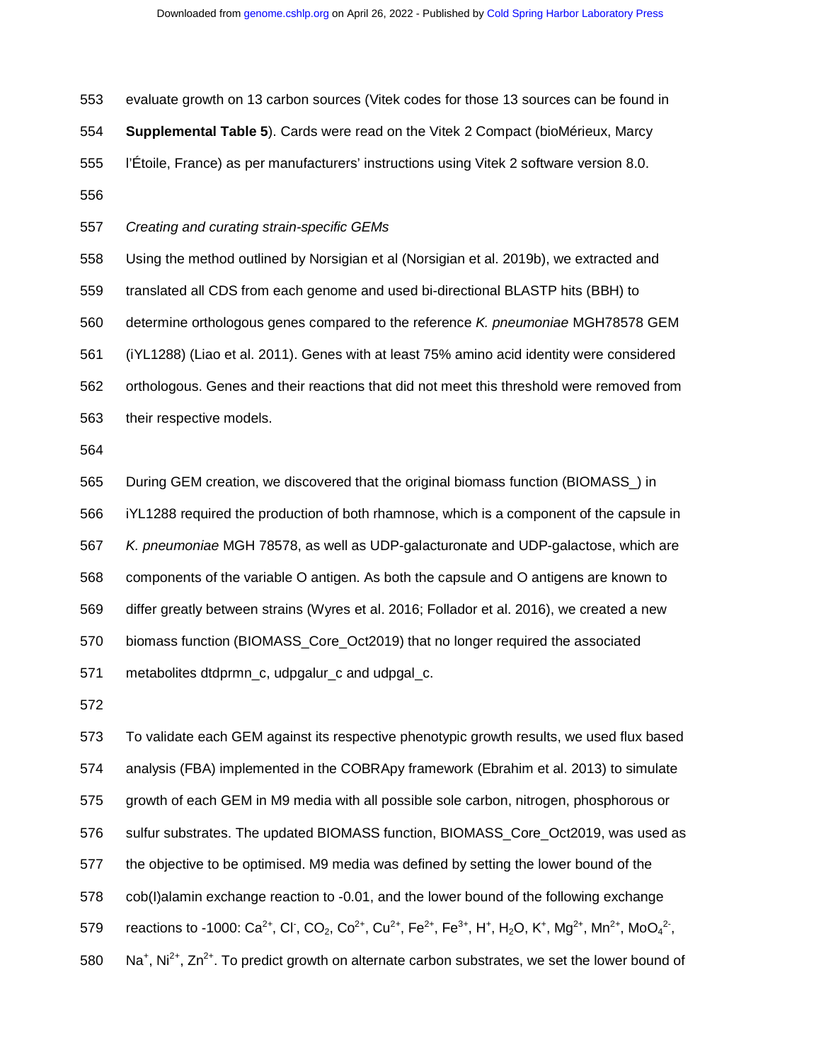evaluate growth on 13 carbon sources (Vitek codes for those 13 sources can be found in **Supplemental Table 5**). Cards were read on the Vitek 2 Compact (bioMérieux, Marcy l'Étoile, France) as per manufacturers' instructions using Vitek 2 software version 8.0.

*Creating and curating strain-specific GEMs*

Using the method outlined by Norsigian et al (Norsigian et al. 2019b), we extracted and translated all CDS from each genome and used bi-directional BLASTP hits (BBH) to determine orthologous genes compared to the reference *K. pneumoniae* MGH78578 GEM (iYL1288) (Liao et al. 2011). Genes with at least 75% amino acid identity were considered orthologous. Genes and their reactions that did not meet this threshold were removed from their respective models.

During GEM creation, we discovered that the original biomass function (BIOMASS_) in iYL1288 required the production of both rhamnose, which is a component of the capsule in *K. pneumoniae* MGH 78578, as well as UDP-galacturonate and UDP-galactose, which are components of the variable O antigen. As both the capsule and O antigens are known to differ greatly between strains (Wyres et al. 2016; Follador et al. 2016), we created a new biomass function (BIOMASS_Core_Oct2019) that no longer required the associated metabolites dtdprmn_c, udpgalur_c and udpgal_c.

To validate each GEM against its respective phenotypic growth results, we used flux based analysis (FBA) implemented in the COBRApy framework (Ebrahim et al. 2013) to simulate growth of each GEM in M9 media with all possible sole carbon, nitrogen, phosphorous or sulfur substrates. The updated BIOMASS function, BIOMASS_Core_Oct2019, was used as the objective to be optimised. M9 media was defined by setting the lower bound of the cob(I)alamin exchange reaction to -0.01, and the lower bound of the following exchange reactions to -1000: $Ca^{2+}$, $Cl^{-}$, $CO_2$, $Co^{2+}$, $Cu^{2+}$, $Fe^{2+}$, $Fe^{3+}$, $H^{+}$, $H_2O$, $K^{+}$, $Mg^{2+}$, $Mn^{2+}$, $MoO_4^{2-}$, $Na^{+}$, $Ni^{2+}$, $Zn^{2+}$. To predict growth on alternate carbon substrates, we set the lower bound of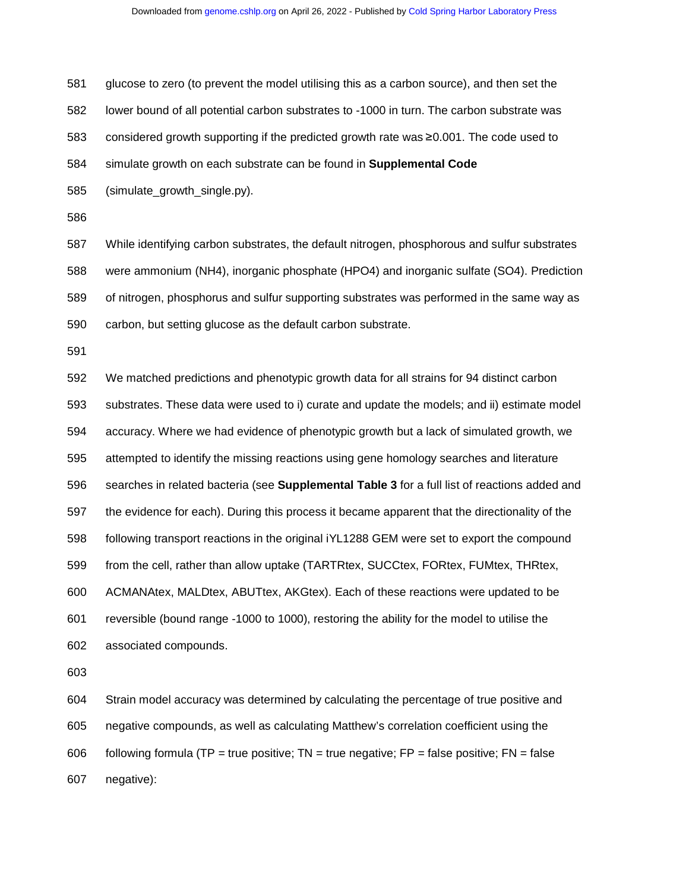glucose to zero (to prevent the model utilising this as a carbon source), and then set the lower bound of all potential carbon substrates to -1000 in turn. The carbon substrate was considered growth supporting if the predicted growth rate was ≥0.001. The code used to simulate growth on each substrate can be found in **Supplemental Code** (simulate_growth_single.py).

While identifying carbon substrates, the default nitrogen, phosphorous and sulfur substrates were ammonium (NH4), inorganic phosphate (HPO4) and inorganic sulfate (SO4). Prediction of nitrogen, phosphorus and sulfur supporting substrates was performed in the same way as carbon, but setting glucose as the default carbon substrate.

We matched predictions and phenotypic growth data for all strains for 94 distinct carbon substrates. These data were used to i) curate and update the models; and ii) estimate model accuracy. Where we had evidence of phenotypic growth but a lack of simulated growth, we attempted to identify the missing reactions using gene homology searches and literature searches in related bacteria (see **Supplemental Table 3** for a full list of reactions added and the evidence for each). During this process it became apparent that the directionality of the following transport reactions in the original iYL1288 GEM were set to export the compound from the cell, rather than allow uptake (TARTRtex, SUCCtex, FORtex, FUMtex, THRtex, ACMANAtex, MALDtex, ABUTtex, AKGtex). Each of these reactions were updated to be reversible (bound range -1000 to 1000), restoring the ability for the model to utilise the associated compounds.

Strain model accuracy was determined by calculating the percentage of true positive and negative compounds, as well as calculating Matthew's correlation coefficient using the following formula (TP = true positive; TN = true negative; FP = false positive; FN = false negative):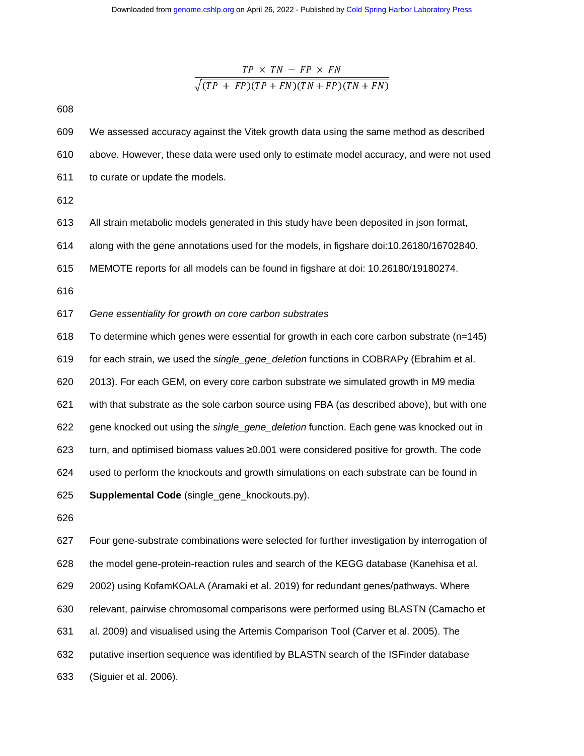$$\frac{TP \times TN - FP \times FN}{\sqrt{(TP + FP)(TP + FN)(TN + FP)(TN + FN)}}$$

We assessed accuracy against the Vitek growth data using the same method as described above. However, these data were used only to estimate model accuracy, and were not used to curate or update the models.

All strain metabolic models generated in this study have been deposited in json format, along with the gene annotations used for the models, in figshare doi:10.26180/16702840. MEMOTE reports for all models can be found in figshare at doi: 10.26180/19180274.

*Gene essentiality for growth on core carbon substrates*

To determine which genes were essential for growth in each core carbon substrate (n=145) for each strain, we used the *single_gene_deletion* functions in COBRAPy (Ebrahim et al. 2013). For each GEM, on every core carbon substrate we simulated growth in M9 media with that substrate as the sole carbon source using FBA (as described above), but with one gene knocked out using the *single_gene_deletion* function. Each gene was knocked out in turn, and optimised biomass values ≥0.001 were considered positive for growth. The code used to perform the knockouts and growth simulations on each substrate can be found in **Supplemental Code** (single_gene_knockouts.py).

Four gene-substrate combinations were selected for further investigation by interrogation of the model gene-protein-reaction rules and search of the KEGG database (Kanehisa et al. 2002) using KofamKOALA (Aramaki et al. 2019) for redundant genes/pathways. Where relevant, pairwise chromosomal comparisons were performed using BLASTN (Camacho et al. 2009) and visualised using the Artemis Comparison Tool (Carver et al. 2005). The putative insertion sequence was identified by BLASTN search of the ISFinder database (Siguier et al. 2006).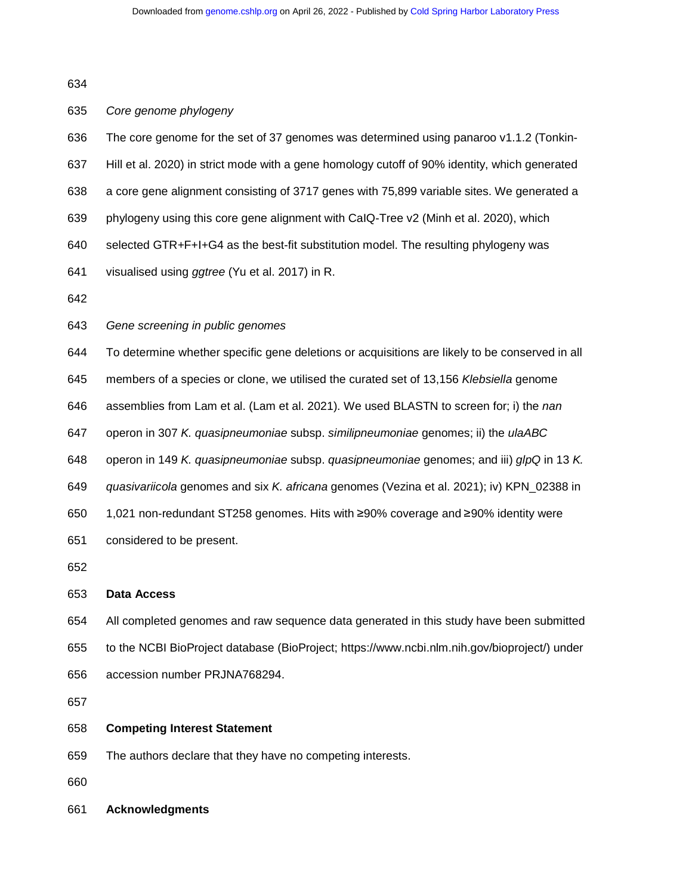*Core genome phylogeny*

The core genome for the set of 37 genomes was determined using panaroo v1.1.2 (Tonkin-Hill et al. 2020) in strict mode with a gene homology cutoff of 90% identity, which generated a core gene alignment consisting of 3717 genes with 75,899 variable sites. We generated a phylogeny using this core gene alignment with CaIQ-Tree v2 (Minh et al. 2020), which selected GTR+F+I+G4 as the best-fit substitution model. The resulting phylogeny was visualised using *ggtree* (Yu et al. 2017) in R.

*Gene screening in public genomes*

To determine whether specific gene deletions or acquisitions are likely to be conserved in all members of a species or clone, we utilised the curated set of 13,156 *Klebsiella* genome assemblies from Lam et al. (Lam et al. 2021). We used BLASTN to screen for; i) the *nan* operon in 307 *K. quasipneumoniae* subsp. *similipneumoniae* genomes; ii) the *ulaABC* operon in 149 *K. quasipneumoniae* subsp. *quasipneumoniae* genomes; and iii) *glpQ* in 13 *K. quasivariicola* genomes and six *K. africana* genomes (Vezina et al. 2021); iv) KPN_02388 in 1,021 non-redundant ST258 genomes. Hits with ≥90% coverage and ≥90% identity were considered to be present.

## Data Access

All completed genomes and raw sequence data generated in this study have been submitted to the NCBI BioProject database (BioProject; https://www.ncbi.nlm.nih.gov/bioproject/) under accession number PRJNA768294.

## Competing Interest Statement

The authors declare that they have no competing interests.

## Acknowledgments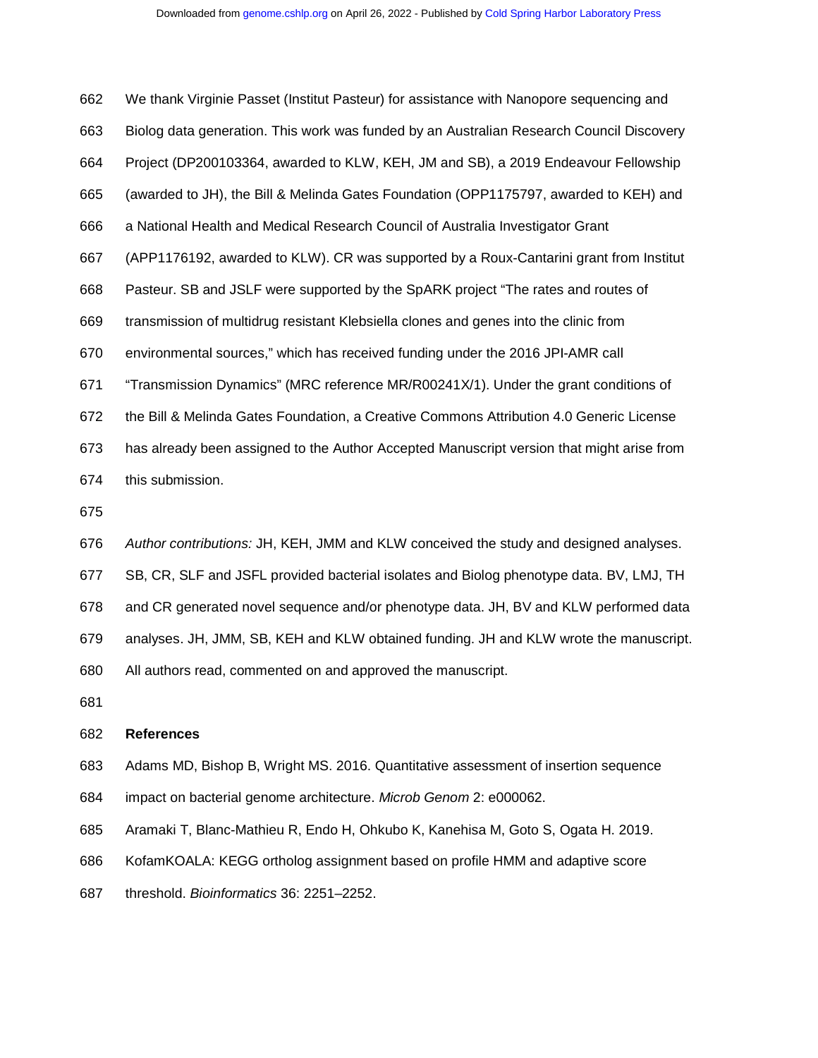We thank Virginie Passet (Institut Pasteur) for assistance with Nanopore sequencing and Biolog data generation. This work was funded by an Australian Research Council Discovery Project (DP200103364, awarded to KLW, KEH, JM and SB), a 2019 Endeavour Fellowship (awarded to JH), the Bill & Melinda Gates Foundation (OPP1175797, awarded to KEH) and a National Health and Medical Research Council of Australia Investigator Grant (APP1176192, awarded to KLW). CR was supported by a Roux-Cantarini grant from Institut Pasteur. SB and JSLF were supported by the SpARK project "The rates and routes of transmission of multidrug resistant Klebsiella clones and genes into the clinic from environmental sources," which has received funding under the 2016 JPI-AMR call "Transmission Dynamics" (MRC reference MR/R00241X/1). Under the grant conditions of the Bill & Melinda Gates Foundation, a Creative Commons Attribution 4.0 Generic License has already been assigned to the Author Accepted Manuscript version that might arise from this submission.

*Author contributions:* JH, KEH, JMM and KLW conceived the study and designed analyses. SB, CR, SLF and JSFL provided bacterial isolates and Biolog phenotype data. BV, LMJ, TH and CR generated novel sequence and/or phenotype data. JH, BV and KLW performed data analyses. JH, JMM, SB, KEH and KLW obtained funding. JH and KLW wrote the manuscript. All authors read, commented on and approved the manuscript.

## References

Adams MD, Bishop B, Wright MS. 2016. Quantitative assessment of insertion sequence impact on bacterial genome architecture. *Microb Genom* 2: e000062.

Aramaki T, Blanc-Mathieu R, Endo H, Ohkubo K, Kanehisa M, Goto S, Ogata H. 2019. KofamKOALA: KEGG ortholog assignment based on profile HMM and adaptive score threshold. *Bioinformatics* 36: 2251–2252.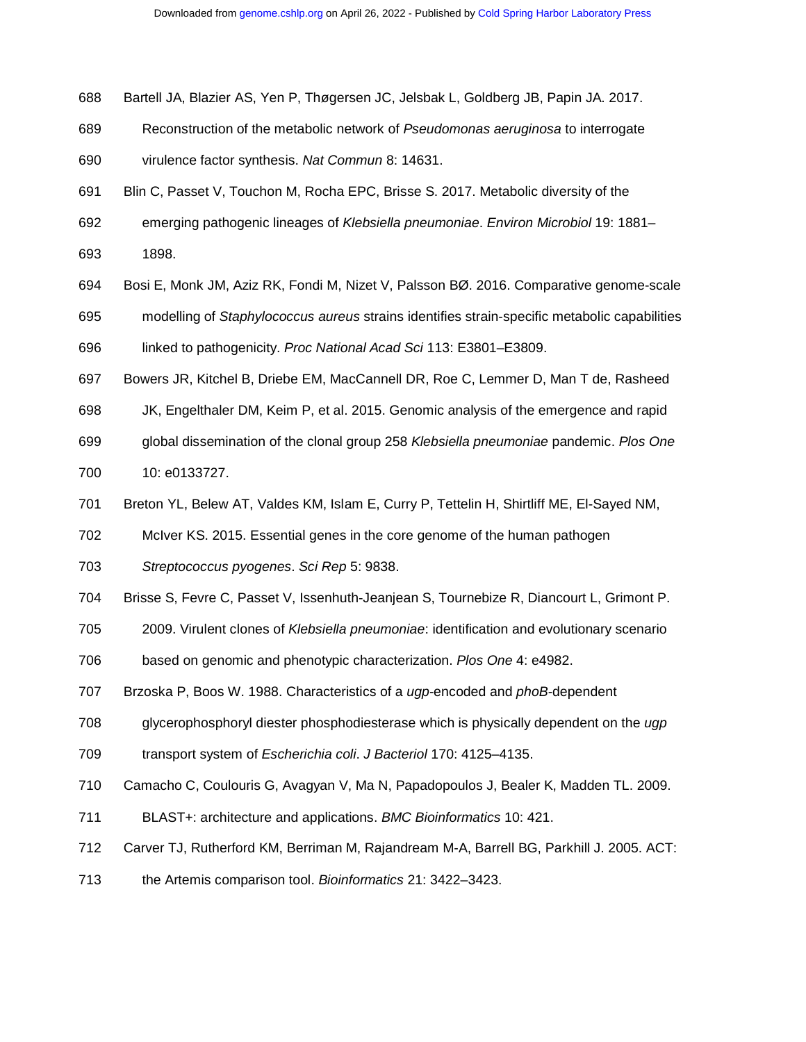Bartell JA, Blazier AS, Yen P, Thøgersen JC, Jelsbak L, Goldberg JB, Papin JA. 2017. Reconstruction of the metabolic network of *Pseudomonas aeruginosa* to interrogate virulence factor synthesis. *Nat Commun* 8: 14631.

Blin C, Passet V, Touchon M, Rocha EPC, Brisse S. 2017. Metabolic diversity of the emerging pathogenic lineages of *Klebsiella pneumoniae*. *Environ Microbiol* 19: 1881–1898.

Bosi E, Monk JM, Aziz RK, Fondi M, Nizet V, Palsson BØ. 2016. Comparative genome-scale modelling of *Staphylococcus aureus* strains identifies strain-specific metabolic capabilities linked to pathogenicity. *Proc National Acad Sci* 113: E3801–E3809.

Bowers JR, Kitchel B, Driebe EM, MacCannell DR, Roe C, Lemmer D, Man T de, Rasheed JK, Engelthaler DM, Keim P, et al. 2015. Genomic analysis of the emergence and rapid global dissemination of the clonal group 258 *Klebsiella pneumoniae* pandemic. *Plos One* 10: e0133727.

Breton YL, Belew AT, Valdes KM, Islam E, Curry P, Tettelin H, Shirtliff ME, El-Sayed NM, McIver KS. 2015. Essential genes in the core genome of the human pathogen *Streptococcus pyogenes*. *Sci Rep* 5: 9838.

Brisse S, Fevre C, Passet V, Issenhuth-Jeanjean S, Tournebize R, Diancourt L, Grimont P. 2009. Virulent clones of *Klebsiella pneumoniae*: identification and evolutionary scenario based on genomic and phenotypic characterization. *Plos One* 4: e4982.

Brzoska P, Boos W. 1988. Characteristics of a *ugp*-encoded and *phoB*-dependent glycerophosphoryl diester phosphodiesterase which is physically dependent on the *ugp* transport system of *Escherichia coli*. *J Bacteriol* 170: 4125–4135.

Camacho C, Coulouris G, Avagyan V, Ma N, Papadopoulos J, Bealer K, Madden TL. 2009. BLAST+: architecture and applications. *BMC Bioinformatics* 10: 421.

Carver TJ, Rutherford KM, Berriman M, Rajandream M-A, Barrell BG, Parkhill J. 2005. ACT: the Artemis comparison tool. *Bioinformatics* 21: 3422–3423.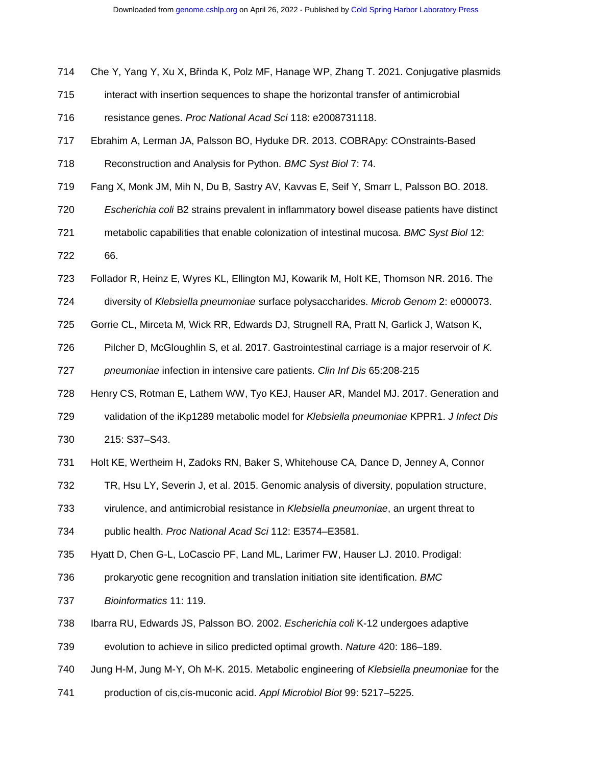Che Y, Yang Y, Xu X, Břinda K, Polz MF, Hanage WP, Zhang T. 2021. Conjugative plasmids interact with insertion sequences to shape the horizontal transfer of antimicrobial resistance genes. *Proc National Acad Sci* 118: e2008731118.

Ebrahim A, Lerman JA, Palsson BO, Hyduke DR. 2013. COBRApy: COnstraints-Based Reconstruction and Analysis for Python. *BMC Syst Biol* 7: 74.

Fang X, Monk JM, Mih N, Du B, Sastry AV, Kavvas E, Seif Y, Smarr L, Palsson BO. 2018. *Escherichia coli* B2 strains prevalent in inflammatory bowel disease patients have distinct metabolic capabilities that enable colonization of intestinal mucosa. *BMC Syst Biol* 12: 66.

Follador R, Heinz E, Wyres KL, Ellington MJ, Kowarik M, Holt KE, Thomson NR. 2016. The diversity of *Klebsiella pneumoniae* surface polysaccharides. *Microb Genom* 2: e000073.

Gorrie CL, Mirceta M, Wick RR, Edwards DJ, Strugnell RA, Pratt N, Garlick J, Watson K, Pilcher D, McGloughlin S, et al. 2017. Gastrointestinal carriage is a major reservoir of *K. pneumoniae* infection in intensive care patients. *Clin Inf Dis* 65:208-215

Henry CS, Rotman E, Lathem WW, Tyo KEJ, Hauser AR, Mandel MJ. 2017. Generation and validation of the iKp1289 metabolic model for *Klebsiella pneumoniae* KPPR1. *J Infect Dis* 215: S37–S43.

Holt KE, Wertheim H, Zadoks RN, Baker S, Whitehouse CA, Dance D, Jenney A, Connor TR, Hsu LY, Severin J, et al. 2015. Genomic analysis of diversity, population structure, virulence, and antimicrobial resistance in *Klebsiella pneumoniae*, an urgent threat to public health. *Proc National Acad Sci* 112: E3574–E3581.

Hyatt D, Chen G-L, LoCascio PF, Land ML, Larimer FW, Hauser LJ. 2010. Prodigal: prokaryotic gene recognition and translation initiation site identification. *BMC Bioinformatics* 11: 119.

Ibarra RU, Edwards JS, Palsson BO. 2002. *Escherichia coli* K-12 undergoes adaptive evolution to achieve in silico predicted optimal growth. *Nature* 420: 186–189.

Jung H-M, Jung M-Y, Oh M-K. 2015. Metabolic engineering of *Klebsiella pneumoniae* for the production of cis,cis-muconic acid. *Appl Microbiol Biot* 99: 5217–5225.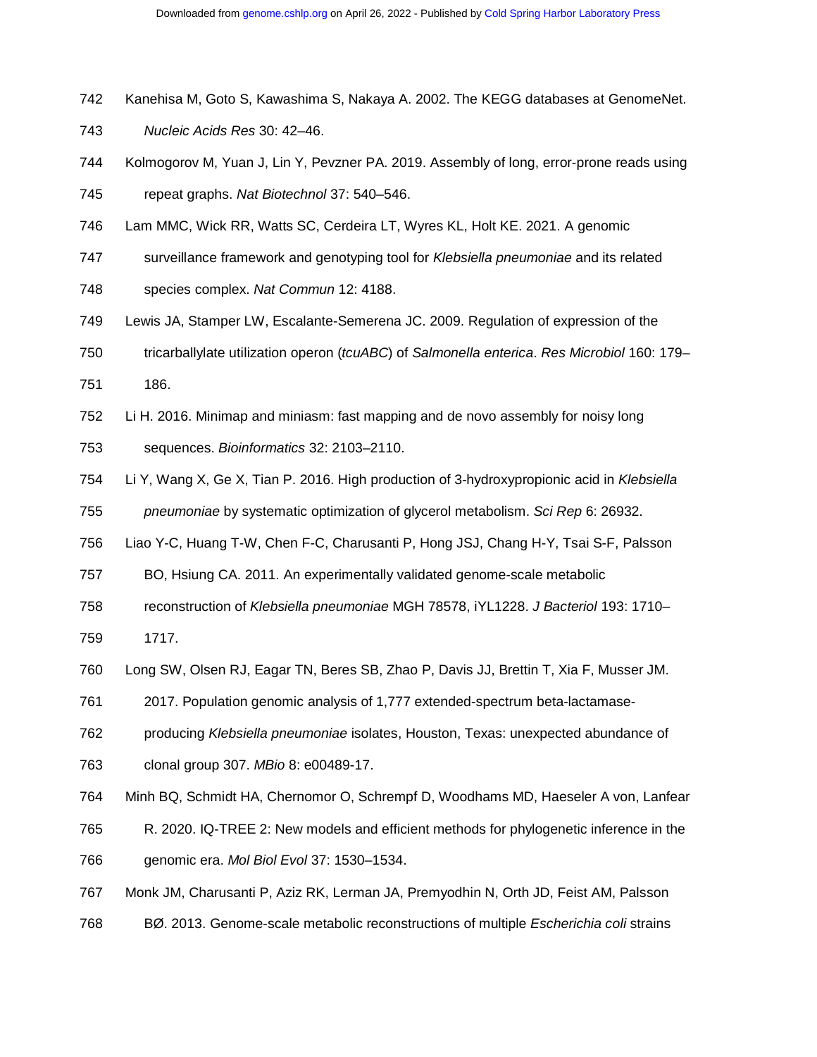Kanehisa M, Goto S, Kawashima S, Nakaya A. 2002. The KEGG databases at GenomeNet. *Nucleic Acids Res* 30: 42–46.

Kolmogorov M, Yuan J, Lin Y, Pevzner PA. 2019. Assembly of long, error-prone reads using repeat graphs. *Nat Biotechnol* 37: 540–546.

Lam MMC, Wick RR, Watts SC, Cerdeira LT, Wyres KL, Holt KE. 2021. A genomic surveillance framework and genotyping tool for *Klebsiella pneumoniae* and its related species complex. *Nat Commun* 12: 4188.

Lewis JA, Stamper LW, Escalante-Semerena JC. 2009. Regulation of expression of the tricarballylate utilization operon (*tcuABC*) of *Salmonella enterica*. *Res Microbiol* 160: 179–186.

Li H. 2016. Minimap and miniasm: fast mapping and de novo assembly for noisy long sequences. *Bioinformatics* 32: 2103–2110.

Li Y, Wang X, Ge X, Tian P. 2016. High production of 3-hydroxypropionic acid in *Klebsiella pneumoniae* by systematic optimization of glycerol metabolism. *Sci Rep* 6: 26932.

Liao Y-C, Huang T-W, Chen F-C, Charusanti P, Hong JSJ, Chang H-Y, Tsai S-F, Palsson BO, Hsiung CA. 2011. An experimentally validated genome-scale metabolic reconstruction of *Klebsiella pneumoniae* MGH 78578, iYL1228. *J Bacteriol* 193: 1710–1717.

Long SW, Olsen RJ, Eagar TN, Beres SB, Zhao P, Davis JJ, Brettin T, Xia F, Musser JM. 2017. Population genomic analysis of 1,777 extended-spectrum beta-lactamase-producing *Klebsiella pneumoniae* isolates, Houston, Texas: unexpected abundance of clonal group 307. *MBio* 8: e00489-17.

Minh BQ, Schmidt HA, Chernomor O, Schrempf D, Woodhams MD, Haeseler A von, Lanfear R. 2020. IQ-TREE 2: New models and efficient methods for phylogenetic inference in the genomic era. *Mol Biol Evol* 37: 1530–1534.

Monk JM, Charusanti P, Aziz RK, Lerman JA, Premyodhin N, Orth JD, Feist AM, Palsson BØ. 2013. Genome-scale metabolic reconstructions of multiple *Escherichia coli* strains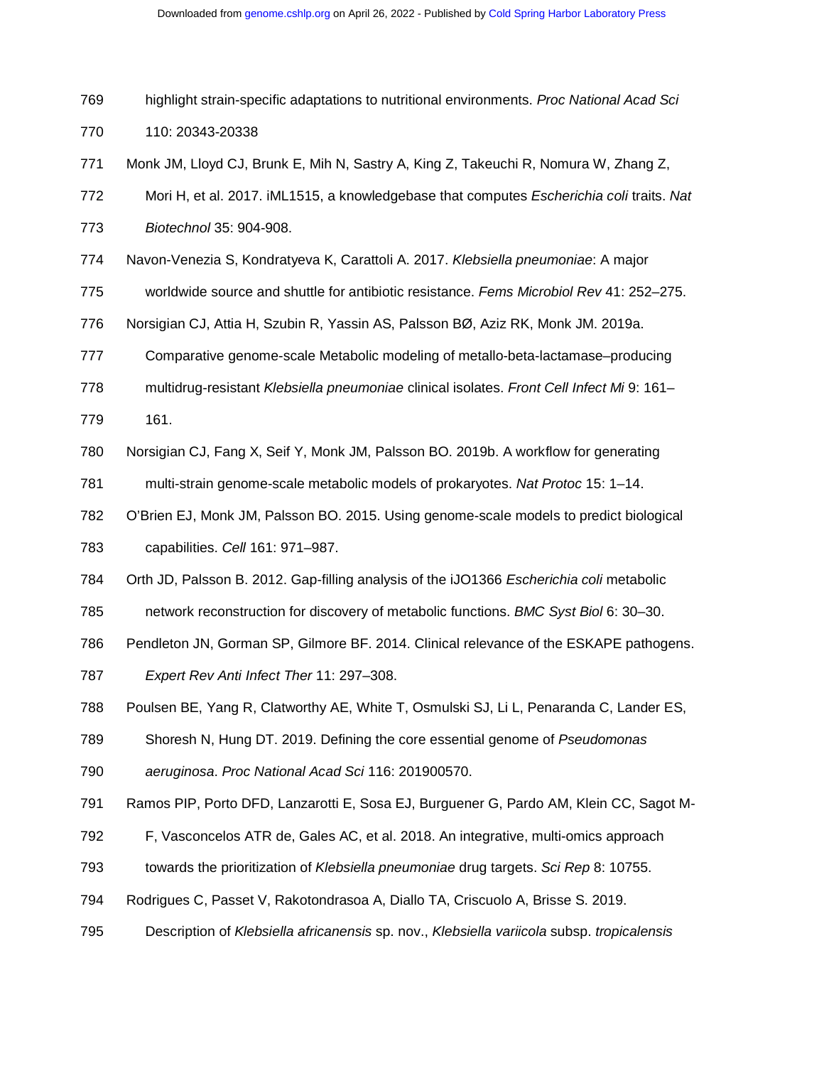highlight strain-specific adaptations to nutritional environments. *Proc National Acad Sci* 110: 20343-20338

Monk JM, Lloyd CJ, Brunk E, Mih N, Sastry A, King Z, Takeuchi R, Nomura W, Zhang Z, Mori H, et al. 2017. iML1515, a knowledgebase that computes *Escherichia coli* traits. *Nat Biotechnol* 35: 904-908.

Navon-Venezia S, Kondratyeva K, Carattoli A. 2017. *Klebsiella pneumoniae*: A major worldwide source and shuttle for antibiotic resistance. *Fems Microbiol Rev* 41: 252–275.

Norsigian CJ, Attia H, Szubin R, Yassin AS, Palsson BØ, Aziz RK, Monk JM. 2019a. Comparative genome-scale Metabolic modeling of metallo-beta-lactamase–producing multidrug-resistant *Klebsiella pneumoniae* clinical isolates. *Front Cell Infect Mi* 9: 161–161.

Norsigian CJ, Fang X, Seif Y, Monk JM, Palsson BO. 2019b. A workflow for generating multi-strain genome-scale metabolic models of prokaryotes. *Nat Protoc* 15: 1–14.

O'Brien EJ, Monk JM, Palsson BO. 2015. Using genome-scale models to predict biological capabilities. *Cell* 161: 971–987.

Orth JD, Palsson B. 2012. Gap-filling analysis of the iJO1366 *Escherichia coli* metabolic network reconstruction for discovery of metabolic functions. *BMC Syst Biol* 6: 30–30.

Pendleton JN, Gorman SP, Gilmore BF. 2014. Clinical relevance of the ESKAPE pathogens. *Expert Rev Anti Infect Ther* 11: 297–308.

Poulsen BE, Yang R, Clatworthy AE, White T, Osmulski SJ, Li L, Penaranda C, Lander ES, Shoresh N, Hung DT. 2019. Defining the core essential genome of *Pseudomonas aeruginosa*. *Proc National Acad Sci* 116: 201900570.

Ramos PIP, Porto DFD, Lanzarotti E, Sosa EJ, Burguener G, Pardo AM, Klein CC, Sagot M-F, Vasconcelos ATR de, Gales AC, et al. 2018. An integrative, multi-omics approach towards the prioritization of *Klebsiella pneumoniae* drug targets. *Sci Rep* 8: 10755.

Rodrigues C, Passet V, Rakotondrasoa A, Diallo TA, Criscuolo A, Brisse S. 2019. Description of *Klebsiella africanensis* sp. nov., *Klebsiella variicola* subsp. *tropicalensis*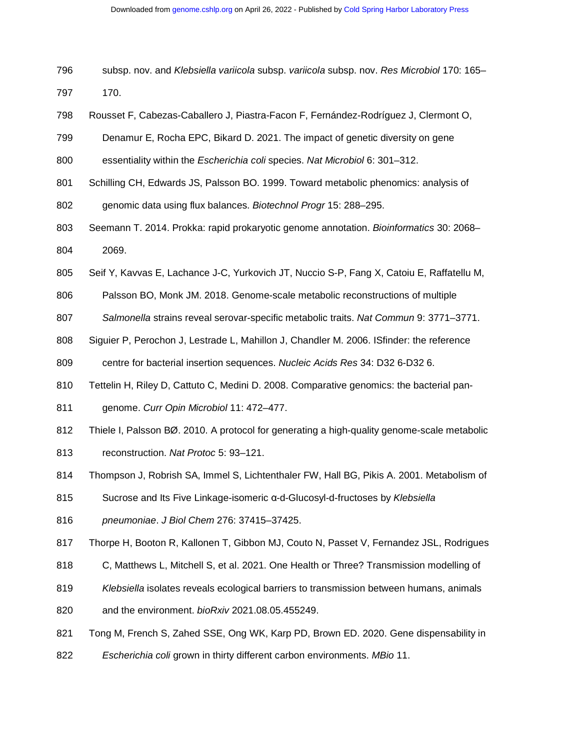subsp. nov. and *Klebsiella variicola* subsp. *variicola* subsp. nov. *Res Microbiol* 170: 165–170.

Rousset F, Cabezas-Caballero J, Piastra-Facon F, Fernández-Rodríguez J, Clermont O, Denamur E, Rocha EPC, Bikard D. 2021. The impact of genetic diversity on gene essentiality within the *Escherichia coli* species. *Nat Microbiol* 6: 301–312.

Schilling CH, Edwards JS, Palsson BO. 1999. Toward metabolic phenomics: analysis of genomic data using flux balances. *Biotechnol Progr* 15: 288–295.

Seemann T. 2014. Prokka: rapid prokaryotic genome annotation. *Bioinformatics* 30: 2068–2069.

Seif Y, Kavvas E, Lachance J-C, Yurkovich JT, Nuccio S-P, Fang X, Catoiu E, Raffatellu M, Palsson BO, Monk JM. 2018. Genome-scale metabolic reconstructions of multiple *Salmonella* strains reveal serovar-specific metabolic traits. *Nat Commun* 9: 3771–3771.

Siguier P, Perochon J, Lestrade L, Mahillon J, Chandler M. 2006. ISfinder: the reference centre for bacterial insertion sequences. *Nucleic Acids Res* 34: D32 6-D32 6.

Tettelin H, Riley D, Cattuto C, Medini D. 2008. Comparative genomics: the bacterial pan-genome. *Curr Opin Microbiol* 11: 472–477.

Thiele I, Palsson BØ. 2010. A protocol for generating a high-quality genome-scale metabolic reconstruction. *Nat Protoc* 5: 93–121.

Thompson J, Robrish SA, Immel S, Lichtenthaler FW, Hall BG, Pikis A. 2001. Metabolism of Sucrose and Its Five Linkage-isomeric α-d-Glucosyl-d-fructoses by *Klebsiella pneumoniae*. *J Biol Chem* 276: 37415–37425.

Thorpe H, Booton R, Kallonen T, Gibbon MJ, Couto N, Passet V, Fernandez JSL, Rodrigues C, Matthews L, Mitchell S, et al. 2021. One Health or Three? Transmission modelling of *Klebsiella* isolates reveals ecological barriers to transmission between humans, animals and the environment. *bioRxiv* 2021.08.05.455249.

Tong M, French S, Zahed SSE, Ong WK, Karp PD, Brown ED. 2020. Gene dispensability in *Escherichia coli* grown in thirty different carbon environments. *MBio* 11.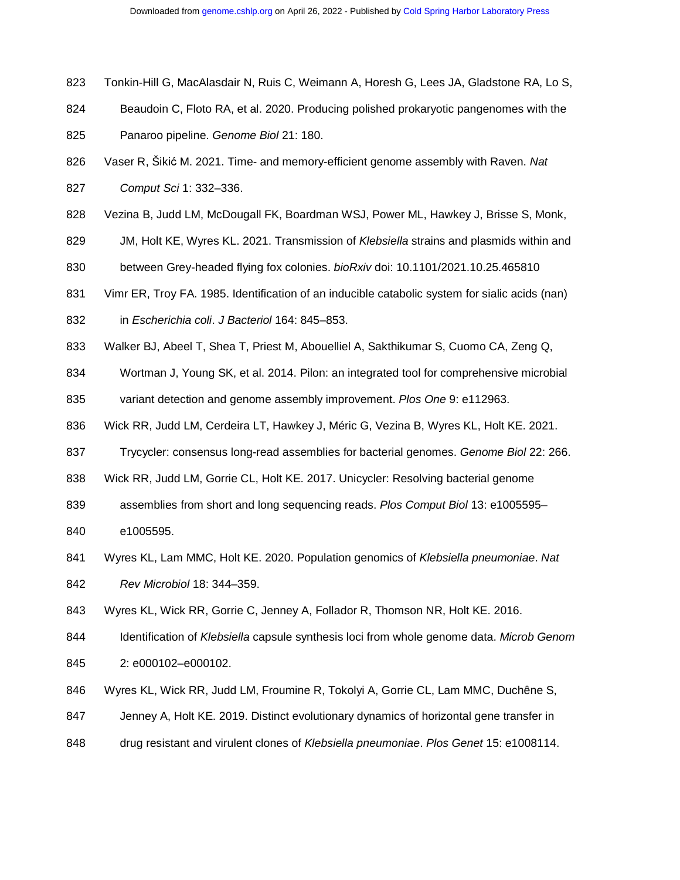Tonkin-Hill G, MacAlasdair N, Ruis C, Weimann A, Horesh G, Lees JA, Gladstone RA, Lo S, Beaudoin C, Floto RA, et al. 2020. Producing polished prokaryotic pangenomes with the Panaroo pipeline. *Genome Biol* 21: 180.

Vaser R, Šikić M. 2021. Time- and memory-efficient genome assembly with Raven. *Nat Comput Sci* 1: 332–336.

Vezina B, Judd LM, McDougall FK, Boardman WSJ, Power ML, Hawkey J, Brisse S, Monk, JM, Holt KE, Wyres KL. 2021. Transmission of *Klebsiella* strains and plasmids within and between Grey-headed flying fox colonies. *bioRxiv* doi: 10.1101/2021.10.25.465810

Vimr ER, Troy FA. 1985. Identification of an inducible catabolic system for sialic acids (nan) in *Escherichia coli*. *J Bacteriol* 164: 845–853.

Walker BJ, Abeel T, Shea T, Priest M, Abouelliel A, Sakthikumar S, Cuomo CA, Zeng Q, Wortman J, Young SK, et al. 2014. Pilon: an integrated tool for comprehensive microbial variant detection and genome assembly improvement. *Plos One* 9: e112963.

Wick RR, Judd LM, Cerdeira LT, Hawkey J, Méric G, Vezina B, Wyres KL, Holt KE. 2021. Trycycler: consensus long-read assemblies for bacterial genomes. *Genome Biol* 22: 266.

Wick RR, Judd LM, Gorrie CL, Holt KE. 2017. Unicycler: Resolving bacterial genome assemblies from short and long sequencing reads. *Plos Comput Biol* 13: e1005595–e1005595.

Wyres KL, Lam MMC, Holt KE. 2020. Population genomics of *Klebsiella pneumoniae*. *Nat Rev Microbiol* 18: 344–359.

Wyres KL, Wick RR, Gorrie C, Jenney A, Follador R, Thomson NR, Holt KE. 2016. Identification of *Klebsiella* capsule synthesis loci from whole genome data. *Microb Genom* 2: e000102–e000102.

Wyres KL, Wick RR, Judd LM, Froumine R, Tokolyi A, Gorrie CL, Lam MMC, Duchêne S, Jenney A, Holt KE. 2019. Distinct evolutionary dynamics of horizontal gene transfer in drug resistant and virulent clones of *Klebsiella pneumoniae*. *Plos Genet* 15: e1008114.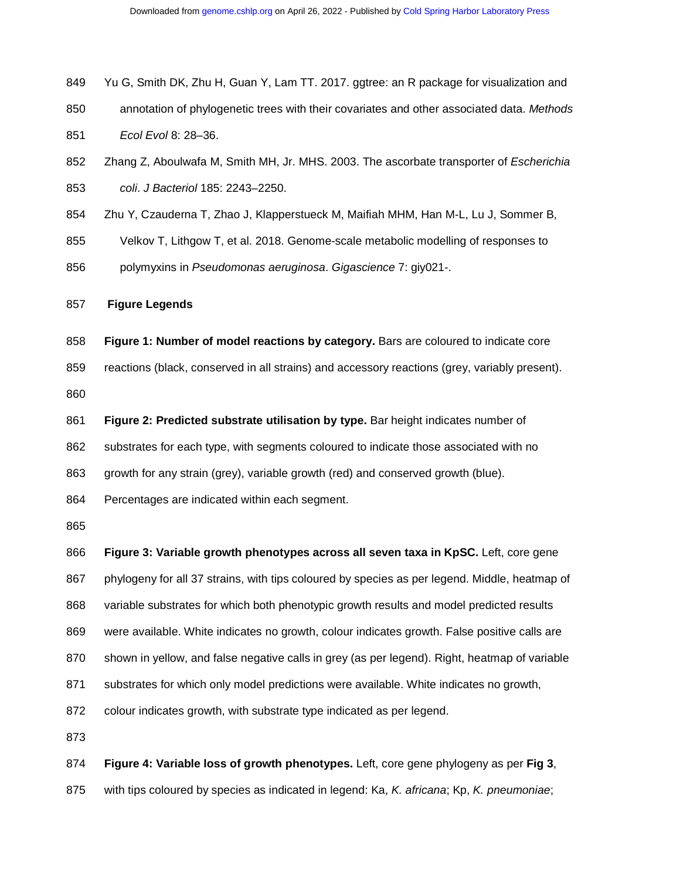Yu G, Smith DK, Zhu H, Guan Y, Lam TT. 2017. ggtree: an R package for visualization and annotation of phylogenetic trees with their covariates and other associated data. *Methods Ecol Evol* 8: 28–36.

Zhang Z, Aboulwafa M, Smith MH, Jr. MHS. 2003. The ascorbate transporter of *Escherichia coli*. *J Bacteriol* 185: 2243–2250.

Zhu Y, Czauderna T, Zhao J, Klapperstueck M, Maifiah MHM, Han M-L, Lu J, Sommer B, Velkov T, Lithgow T, et al. 2018. Genome-scale metabolic modelling of responses to polymyxins in *Pseudomonas aeruginosa*. *Gigascience* 7: giy021-.

## Figure Legends

**Figure 1: Number of model reactions by category.** Bars are coloured to indicate core reactions (black, conserved in all strains) and accessory reactions (grey, variably present).

**Figure 2: Predicted substrate utilisation by type.** Bar height indicates number of substrates for each type, with segments coloured to indicate those associated with no growth for any strain (grey), variable growth (red) and conserved growth (blue). Percentages are indicated within each segment.

**Figure 3: Variable growth phenotypes across all seven taxa in KpSC.** Left, core gene phylogeny for all 37 strains, with tips coloured by species as per legend. Middle, heatmap of variable substrates for which both phenotypic growth results and model predicted results were available. White indicates no growth, colour indicates growth. False positive calls are shown in yellow, and false negative calls in grey (as per legend). Right, heatmap of variable substrates for which only model predictions were available. White indicates no growth, colour indicates growth, with substrate type indicated as per legend.

**Figure 4: Variable loss of growth phenotypes.** Left, core gene phylogeny as per **Fig 3**, with tips coloured by species as indicated in legend: Ka, *K. africana*; Kp, *K. pneumoniae*;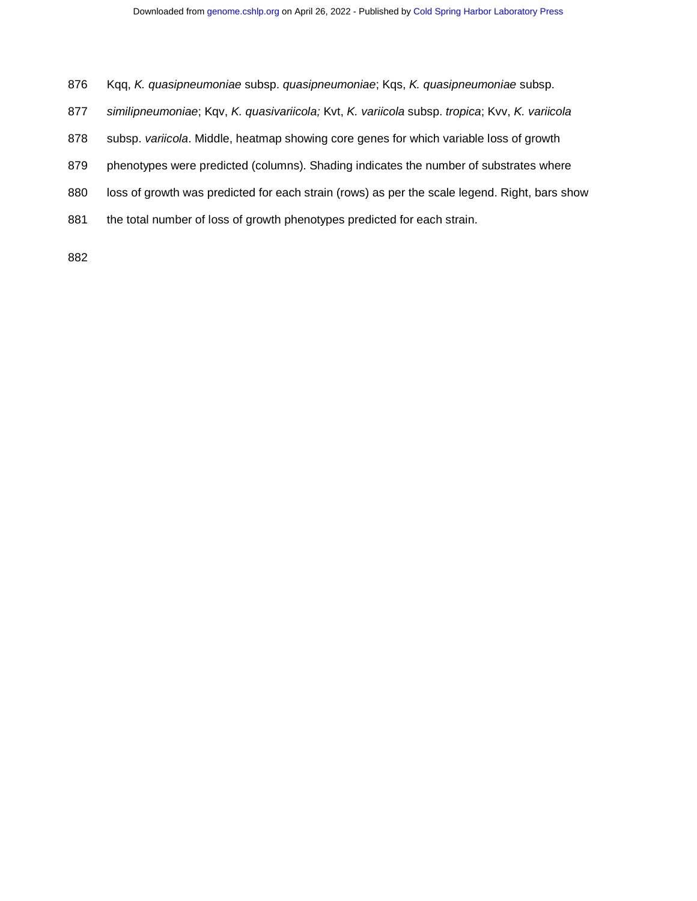Kqq, *K. quasipneumoniae* subsp. *quasipneumoniae*; Kqs, *K. quasipneumoniae* subsp. *similipneumoniae*; Kqv, *K. quasivariicola;* Kvt, *K. variicola* subsp. *tropica*; Kvv, *K. variicola* subsp. *variicola*. Middle, heatmap showing core genes for which variable loss of growth phenotypes were predicted (columns). Shading indicates the number of substrates where loss of growth was predicted for each strain (rows) as per the scale legend. Right, bars show the total number of loss of growth phenotypes predicted for each strain.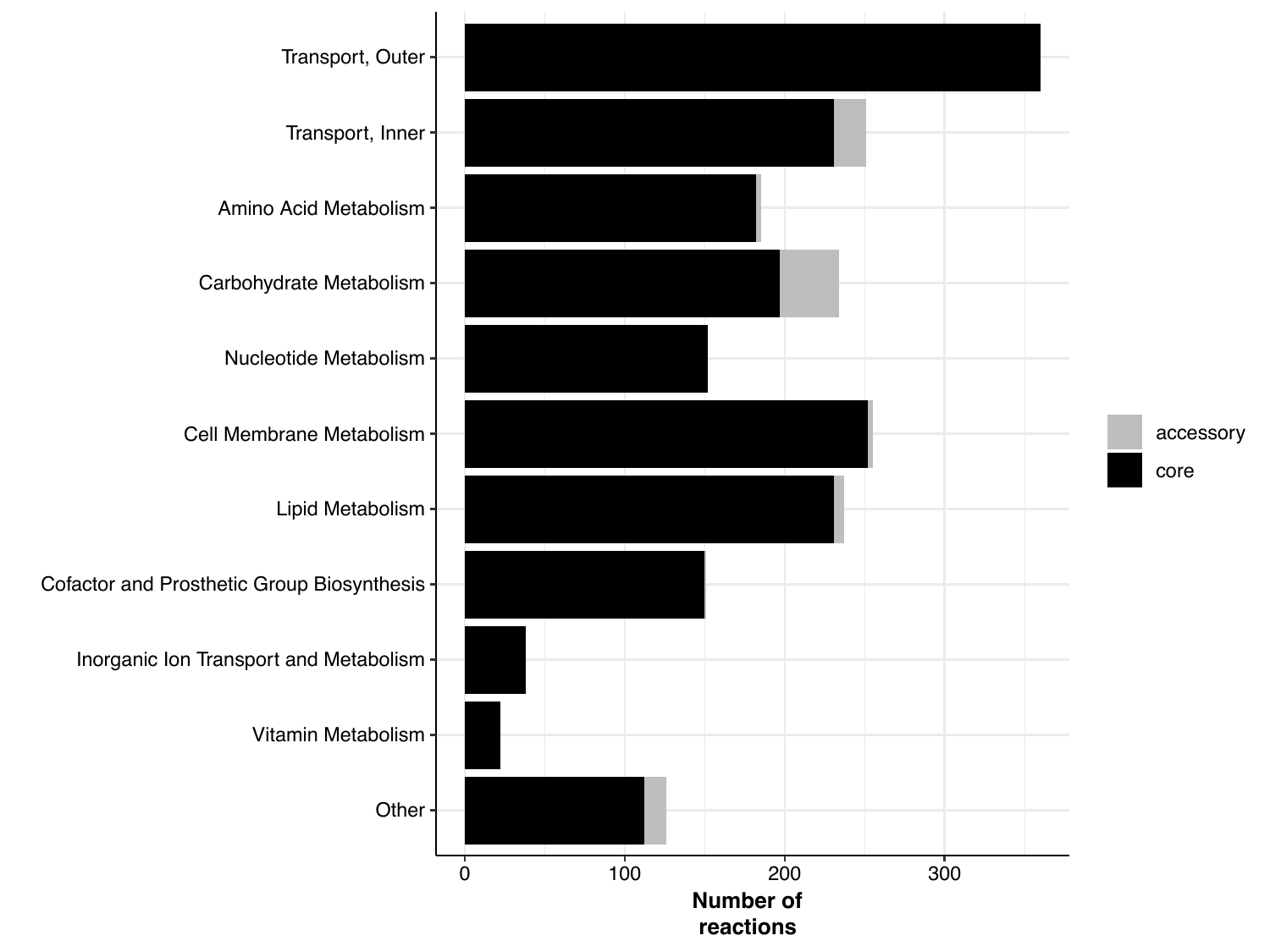Transport, Outer

Transport, Inner

Amino Acid Metabolism

Carbohydrate Metabolism

Nucleotide Metabolism

Cell Membrane Metabolism

Lipid Metabolism

Cofactor and Prosthetic Group Biosynthesis

Inorganic Ion Transport and Metabolism

Vitamin Metabolism

Other

0 100 200 300

**Number of reactions**

accessory

core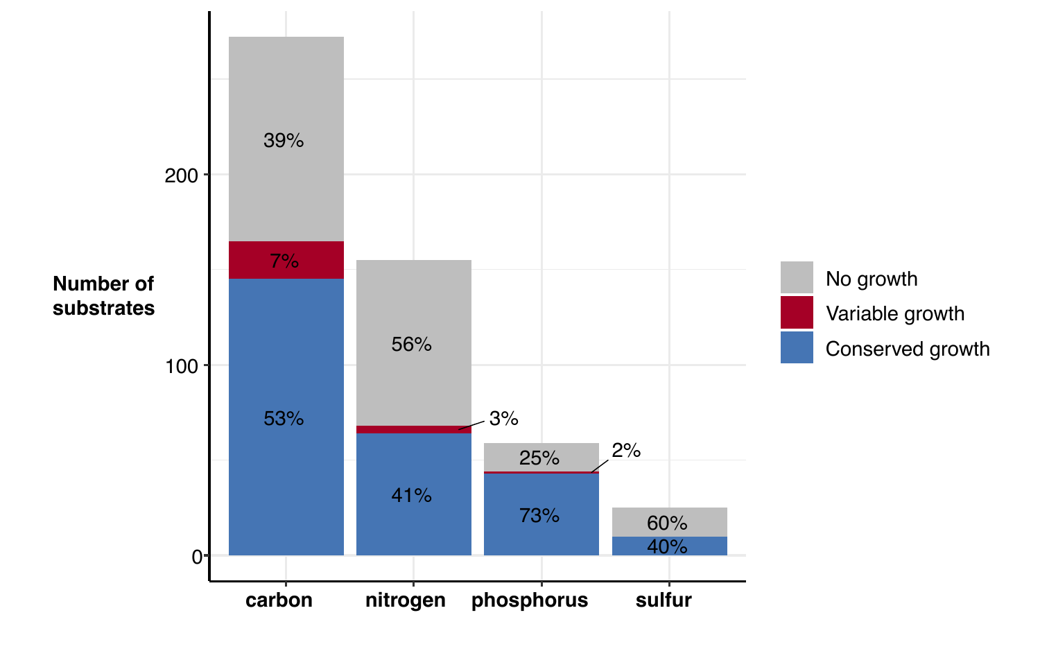Number of substrates

| | carbon | nitrogen | phosphorus | sulfur |
|---|---|---|---|---|
| No growth | 39% | 56% | 25% | 60% |
| Variable growth | 7% | 3% | 2% | |
| Conserved growth | 53% | 41% | 73% | 40% |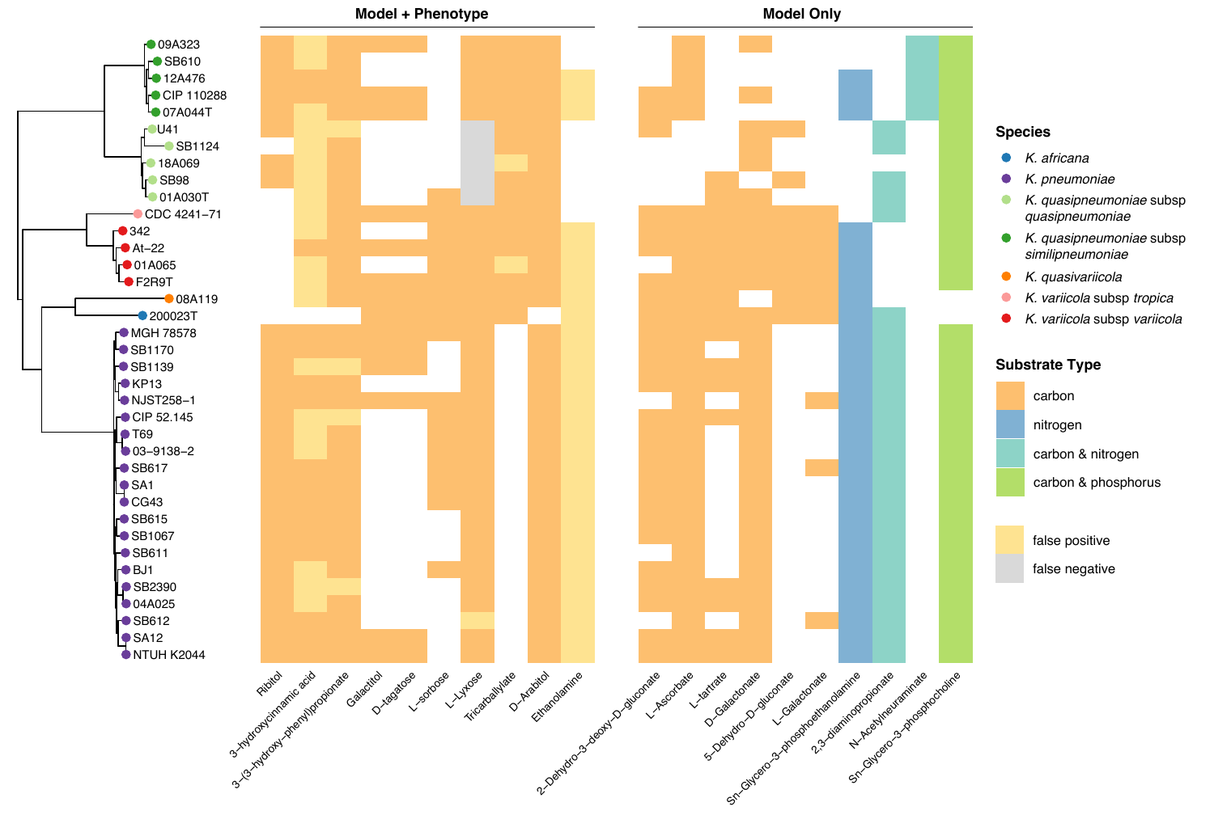**Model + Phenotype**

**Model Only**

Strains (top to bottom): 09A323, SB610, 12A476, CIP 110288, 07A044T, U41, SB1124, 18A069, SB98, 01A030T, CDC 4241−71, 342, At−22, 01A065, F2R9T, 08A119, 200023T, MGH 78578, SB1170, SB1139, KP13, NJST258−1, CIP 52.145, T69, 03−9138−2, SB617, SA1, CG43, SB615, SB1067, SB611, BJ1, SB2390, 04A025, SB612, SA12, NTUH K2044

Model + Phenotype substrates: Ribitol, 3−hydroxycinnamic acid, 3−(3−hydroxy−phenyl)propionate, Galactitol, D−tagatose, L−sorbose, L−Lyxose, Tricarballylate, D−Arabitol, Ethanolamine

Model Only substrates: 2−Dehydro−3−deoxy−D−gluconate, L−Ascorbate, L−tartrate, D−Galactonate, 5−Dehydro−D−gluconate, L−Galactonate, Sn−Glycero−3−phosphoethanolamine, 2,3−diaminopropionate, N−Acetylneuraminate, Sn−Glycero−3−phosphocholine

**Species**

- *K. africana*
- *K. pneumoniae*
- *K. quasipneumoniae* subsp *quasipneumoniae*
- *K. quasipneumoniae* subsp *similipneumoniae*
- *K. quasivariicola*
- *K. variicola* subsp *tropica*
- *K. variicola* subsp *variicola*

**Substrate Type**

- carbon
- nitrogen
- carbon & nitrogen
- carbon & phosphorus
- false positive
- false negative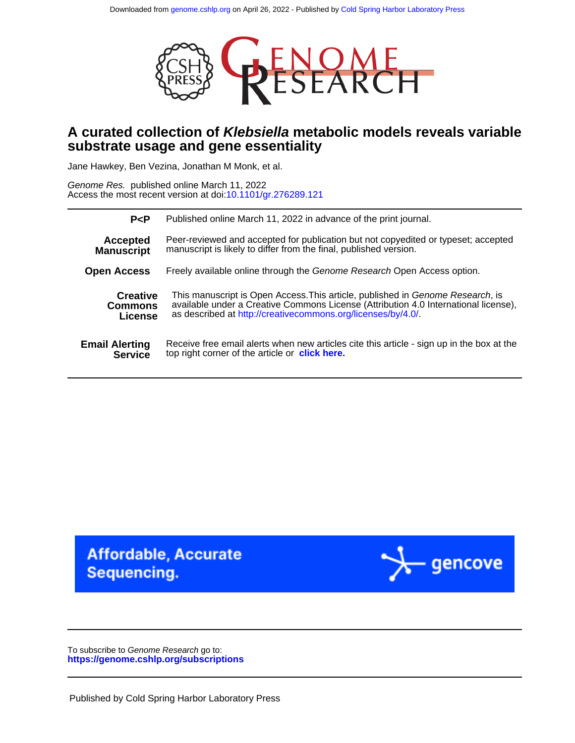Downloaded from genome.cshlp.org on April 26, 2022 - Published by Cold Spring Harbor Laboratory Press

# A curated collection of *Klebsiella* metabolic models reveals variable substrate usage and gene essentiality

Jane Hawkey, Ben Vezina, Jonathan M Monk, et al.

*Genome Res.* published online March 11, 2022
Access the most recent version at doi:10.1101/gr.276289.121

| | |
|---|---|
| **P<P** | Published online March 11, 2022 in advance of the print journal. |
| **Accepted Manuscript** | Peer-reviewed and accepted for publication but not copyedited or typeset; accepted manuscript is likely to differ from the final, published version. |
| **Open Access** | Freely available online through the *Genome Research* Open Access option. |
| **Creative Commons License** | This manuscript is Open Access.This article, published in *Genome Research*, is available under a Creative Commons License (Attribution 4.0 International license), as described at http://creativecommons.org/licenses/by/4.0/. |
| **Email Alerting Service** | Receive free email alerts when new articles cite this article - sign up in the box at the top right corner of the article or **click here.** |

Affordable, Accurate Sequencing. gencove

To subscribe to *Genome Research* go to:
**https://genome.cshlp.org/subscriptions**

Published by Cold Spring Harbor Laboratory Press